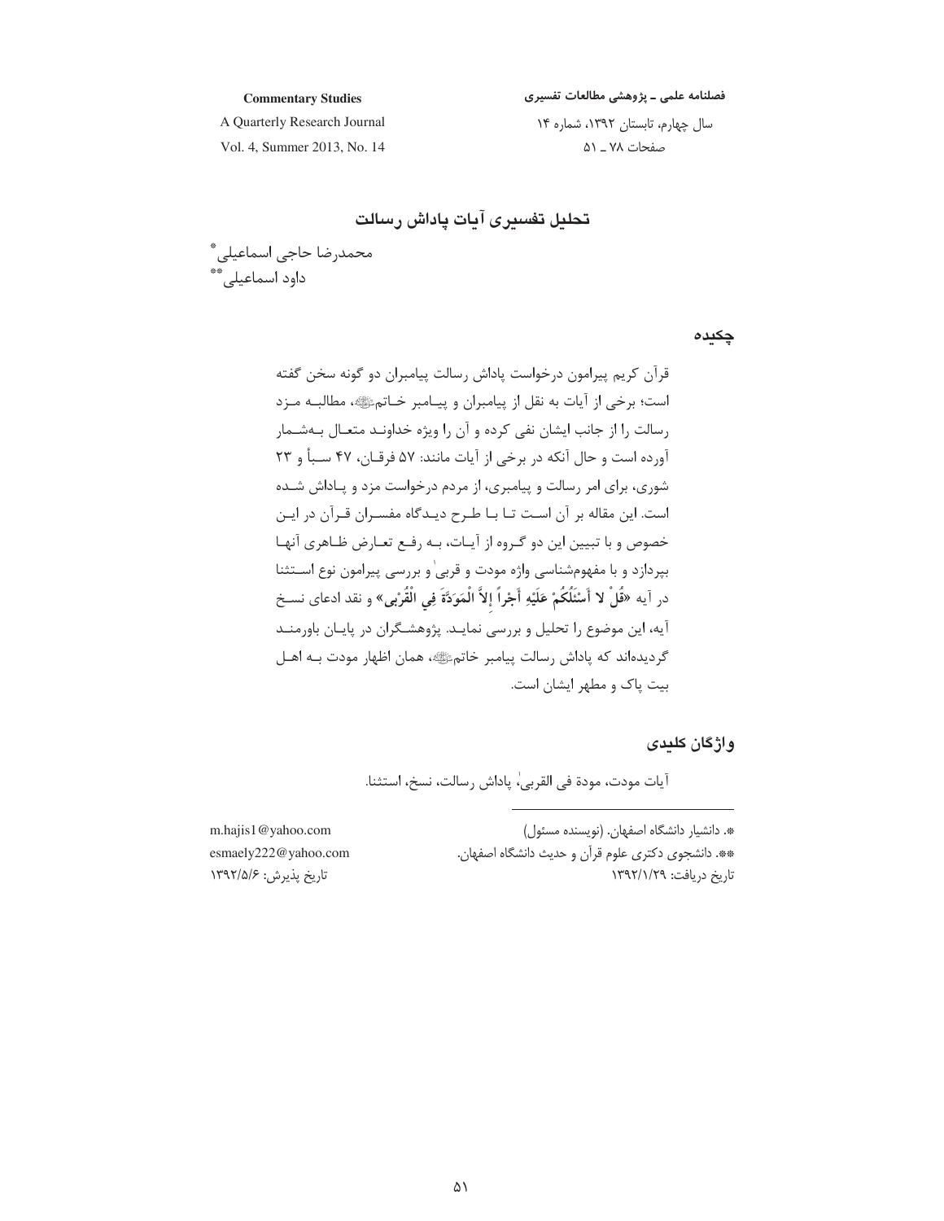# تحلیل تفسیری آیات پاداش رسالت

محمدرضا حاجی اسماعیلی*
داود اسماعیلی**

## چکیده

قرآن کریم پیرامون درخواست پاداش رسالت پیامبران دو گونه سخن گفته است؛ برخی از آیات به نقل از پیامبران و پیامبر خاتم ﷺ، مطالبه مزد رسالت را از جانب ایشان نفی کرده و آن را ویژه خداوند متعال به‌شمار آورده است و حال آنکه در برخی از آیات مانند: ۵۷ فرقان، ۴۷ سبأ و ۲۳ شوری، برای امر رسالت و پیامبری، از مردم درخواست مزد و پاداش شده است. این مقاله بر آن است تا با طرح دیدگاه مفسران قرآن در این خصوص و با تبیین این دو گروه از آیات، به رفع تعارض ظاهری آنها بپردازد و با مفهوم‌شناسی واژه مودت و قربیٰ و بررسی پیرامون نوع استثنا در آیه «**قُلْ لا أَسْئَلُكُمْ عَلَيْهِ أَجْراً إِلاَّ الْمَوَدَّةَ فِي الْقُرْبى**» و نقد ادعای نسخ آیه، این موضوع را تحلیل و بررسی نماید. پژوهشگران در پایان باورمند گردیده‌اند که پاداش رسالت پیامبر خاتم ﷺ، همان اظهار مودت به اهل بیت پاک و مطهر ایشان است.

## واژگان کلیدی

آیات مودت، مودة فی القربیٰ، پاداش رسالت، نسخ، استثنا.

---

*. دانشیار دانشگاه اصفهان. (نویسنده مسئول) m.hajis1@yahoo.com

**. دانشجوی دکتری علوم قرآن و حدیث دانشگاه اصفهان. esmaely222@yahoo.com

تاریخ دریافت: ۱۳۹۲/۱/۲۹ تاریخ پذیرش: ۱۳۹۲/۵/۶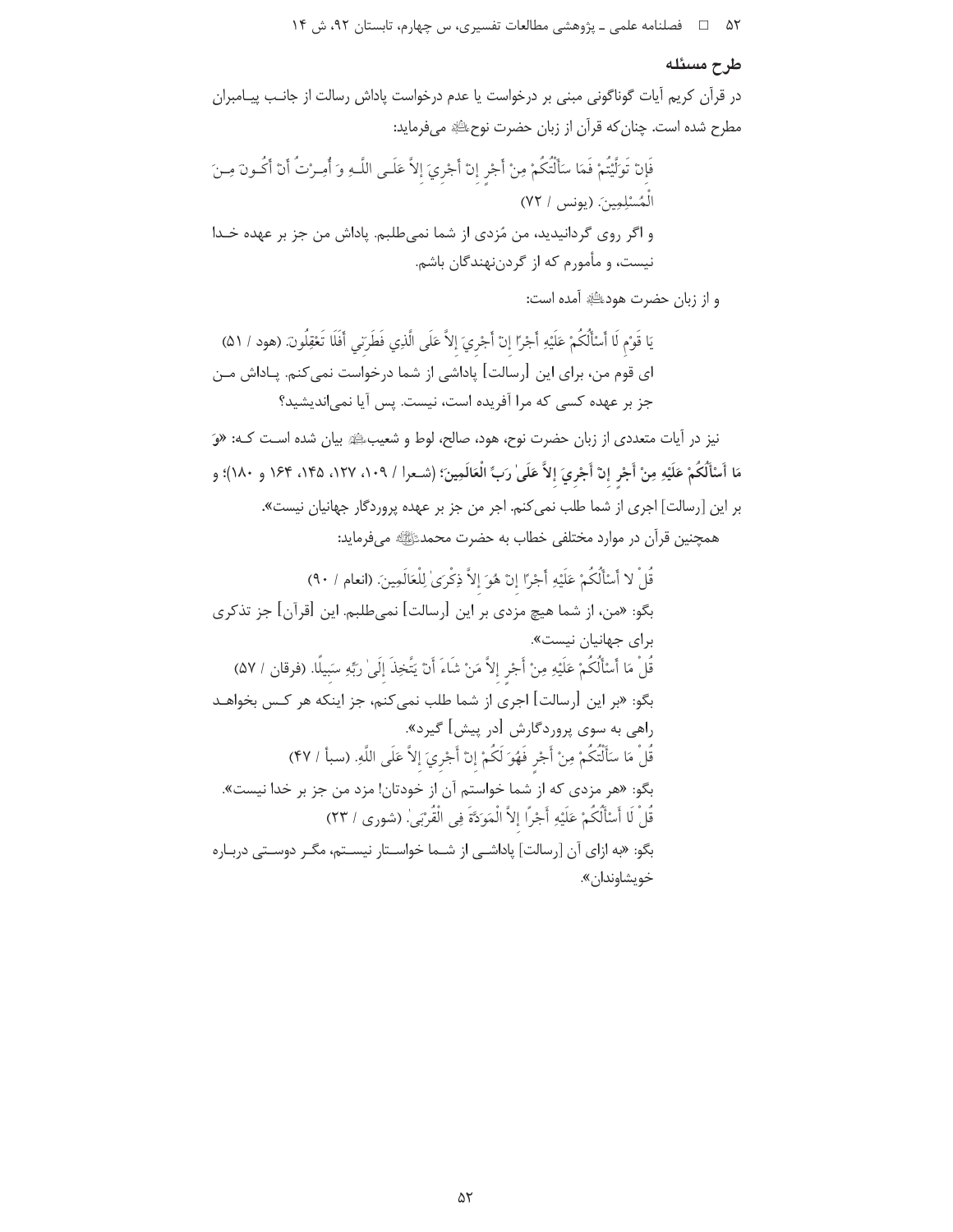## طرح مسئله

در قرآن کریم آیات گوناگونی مبنی بر درخواست یا عدم درخواست پاداش رسالت از جانب پیـامبران مطرح شده است. چنان‌که قرآن از زبان حضرت نوح علیه السلام می‌فرماید:

> فَإِنْ تَوَلَّيْتُمْ فَمَا سَأَلْتُكُمْ مِنْ أَجْرٍ إِنْ أَجْرِيَ إِلاَّ عَلَى اللَّهِ وَ أُمِرْتُ أَنْ أَكُونَ مِنَ الْمُسْلِمِينَ. (یونس / ۷۲)
>
> و اگر روی گردانیدید، من مُزدی از شما نمی‌طلبم. پاداش من جز بر عهده خـدا نیست، و مأمورم که از گردن‌نهندگان باشم.

و از زبان حضرت هود علیه السلام آمده است:

> يَا قَوْمِ لَا أَسْأَلُكُمْ عَلَيْهِ أَجْرًا إِنْ أَجْرِيَ إِلاَّ عَلَى الَّذِي فَطَرَنِي أَفَلَا تَعْقِلُونَ. (هود / ۵۱)
>
> ای قوم من، برای این [رسالت] پاداشی از شما درخواست نمی‌کنم. پـاداش مـن جز بر عهده کسی که مرا آفریده است، نیست. پس آیا نمی‌اندیشید؟

نیز در آیات متعددی از زبان حضرت نوح، هود، صالح، لوط و شعیب علیهم السلام بیان شده اسـت کـه: «**وَ مَا أَسْأَلُكُمْ عَلَيْهِ مِنْ أَجْرٍ إِنْ أَجْرِيَ إِلاَّ عَلَىٰ رَبِّ الْعَالَمِينَ**؛ (شـعرا / ۱۰۹، ۱۲۷، ۱۴۵، ۱۶۴ و ۱۸۰)؛ و بر این [رسالت] اجری از شما طلب نمی‌کنم. اجر من جز بر عهده پروردگار جهانیان نیست».

همچنین قرآن در موارد مختلفی خطاب به حضرت محمد صلی الله علیه و آله می‌فرماید:

> قُلْ لا أَسْأَلُكُمْ عَلَيْهِ أَجْرًا إِنْ هُوَ إِلاَّ ذِكْرَىٰ لِلْعَالَمِينَ. (انعام / ۹۰)
>
> بگو: «من، از شما هیچ مزدی بر این [رسالت] نمی‌طلبم. این [قرآن] جز تذکری برای جهانیان نیست».
>
> قُلْ مَا أَسْأَلُكُمْ عَلَيْهِ مِنْ أَجْرٍ إِلاَّ مَنْ شَاءَ أَنْ يَتَّخِذَ إِلَىٰ رَبِّهِ سَبِيلًا. (فرقان / ۵۷)
>
> بگو: «بر این [رسالت] اجری از شما طلب نمی‌کنم، جز اینکه هر کـس بخواهـد راهی به سوی پروردگارش [در پیش] گیرد».
>
> قُلْ مَا سَأَلْتُكُمْ مِنْ أَجْرٍ فَهُوَ لَكُمْ إِنْ أَجْرِيَ إِلاَّ عَلَى اللَّهِ. (سبأ / ۴۷)
>
> بگو: «هر مزدی که از شما خواستم آن از خودتان! مزد من جز بر خدا نیست».
>
> قُلْ لَا أَسْأَلُكُمْ عَلَيْهِ أَجْرًا إِلاَّ الْمَوَدَّةَ فِي الْقُرْبَىٰ. (شوری / ۲۳)
>
> بگو: «به ازای آن [رسالت] پاداشـی از شـما خواسـتار نیسـتم، مگـر دوسـتی دربـاره خویشاوندان».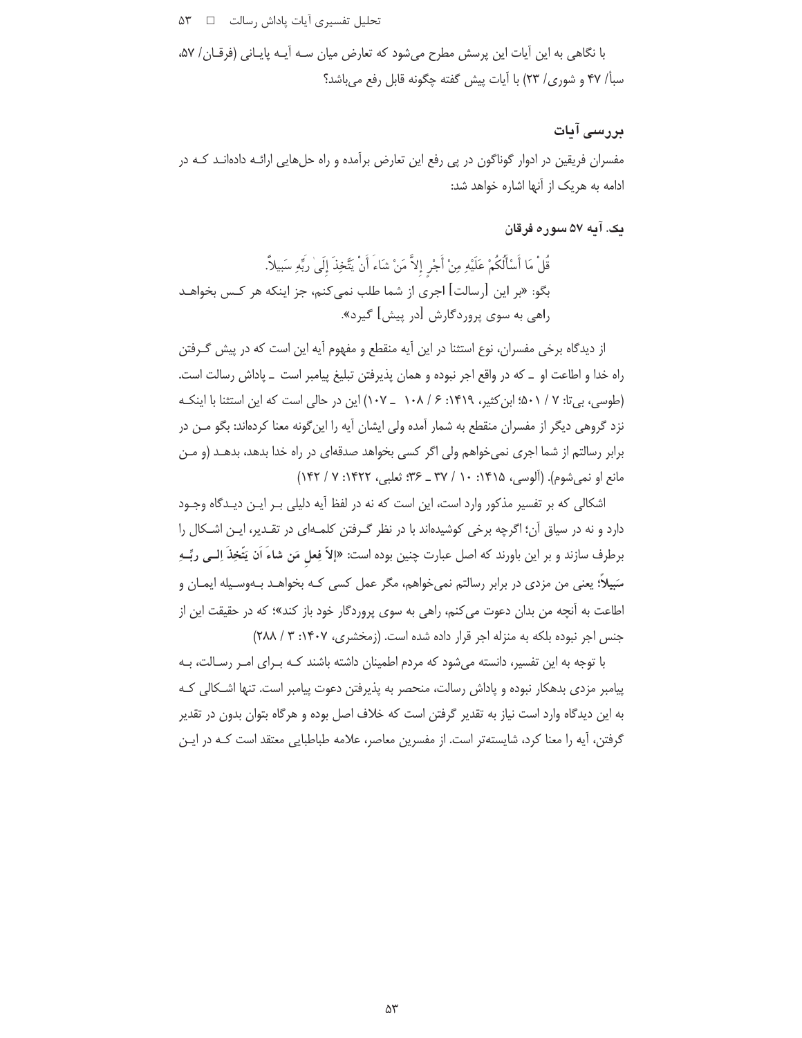با نگاهی به این آیات این پرسش مطرح می‌شود که تعارض میان سه آیه پایانی (فرقان/ ۵۷، سبأ/ ۴۷ و شوری/ ۲۳) با آیات پیش گفته چگونه قابل رفع می‌باشد؟

## بررسی آیات

مفسران فریقین در ادوار گوناگون در پی رفع این تعارض برآمده و راه حل‌هایی ارائه داده‌اند که در ادامه به هریک از آنها اشاره خواهد شد:

### یک. آیه ۵۷ سوره فرقان

قُلْ مَا أَسْأَلُكُمْ عَلَيْهِ مِنْ أَجْرٍ إِلاَّ مَنْ شَاءَ أَنْ يَتَّخِذَ إِلَىٰ رَبِّهِ سَبِيلاً.

بگو: «بر این [رسالت] اجری از شما طلب نمی‌کنم، جز اینکه هر کس بخواهد راهی به سوی پروردگارش [در پیش] گیرد».

از دیدگاه برخی مفسران، نوع استثنا در این آیه منقطع و مفهوم آیه این است که در پیش گرفتن راه خدا و اطاعت او ـ که در واقع اجر نبوده و همان پذیرفتن تبلیغ پیامبر است ـ پاداش رسالت است. (طوسی، بی‌تا: ۷ / ۵۰۱؛ ابن‌کثیر، ۱۴۱۹: ۶ / ۱۰۸ ـ ۱۰۷) این در حالی است که این استثنا با اینکه نزد گروهی دیگر از مفسران منقطع به شمار آمده ولی ایشان آیه را این‌گونه معنا کرده‌اند: بگو من در برابر رسالتم از شما اجری نمی‌خواهم ولی اگر کسی بخواهد صدقه‌ای در راه خدا بدهد، بدهد (و من مانع او نمی‌شوم). (آلوسی، ۱۴۱۵: ۱۰ / ۳۷ ـ ۳۶؛ ثعلبی، ۱۴۲۲: ۷ / ۱۴۲)

اشکالی که بر تفسیر مذکور وارد است، این است که نه در لفظ آیه دلیلی بر این دیدگاه وجود دارد و نه در سیاق آن؛ اگرچه برخی کوشیده‌اند با در نظر گرفتن کلمه‌ای در تقدیر، این اشکال را برطرف سازند و بر این باورند که اصل عبارت چنین بوده است: «**اِلاّ فِعلِ مَن شاءَ اَن يَتَّخِذَ اِلى رَبِّهِ سَبِيلاً**؛ یعنی من مزدی در برابر رسالتم نمی‌خواهم، مگر عمل کسی که بخواهد به‌وسیله ایمان و اطاعت به آنچه من بدان دعوت می‌کنم، راهی به سوی پروردگار خود باز کند»؛ که در حقیقت این از جنس اجر نبوده بلکه به منزله اجر قرار داده شده است. (زمخشری، ۱۴۰۷: ۳ / ۲۸۸)

با توجه به این تفسیر، دانسته می‌شود که مردم اطمینان داشته باشند که برای امر رسالت، به پیامبر مزدی بدهکار نبوده و پاداش رسالت، منحصر به پذیرفتن دعوت پیامبر است. تنها اشکالی که به این دیدگاه وارد است نیاز به تقدیر گرفتن است که خلاف اصل بوده و هرگاه بتوان بدون در تقدیر گرفتن، آیه را معنا کرد، شایسته‌تر است. از مفسرین معاصر، علامه طباطبایی معتقد است که در این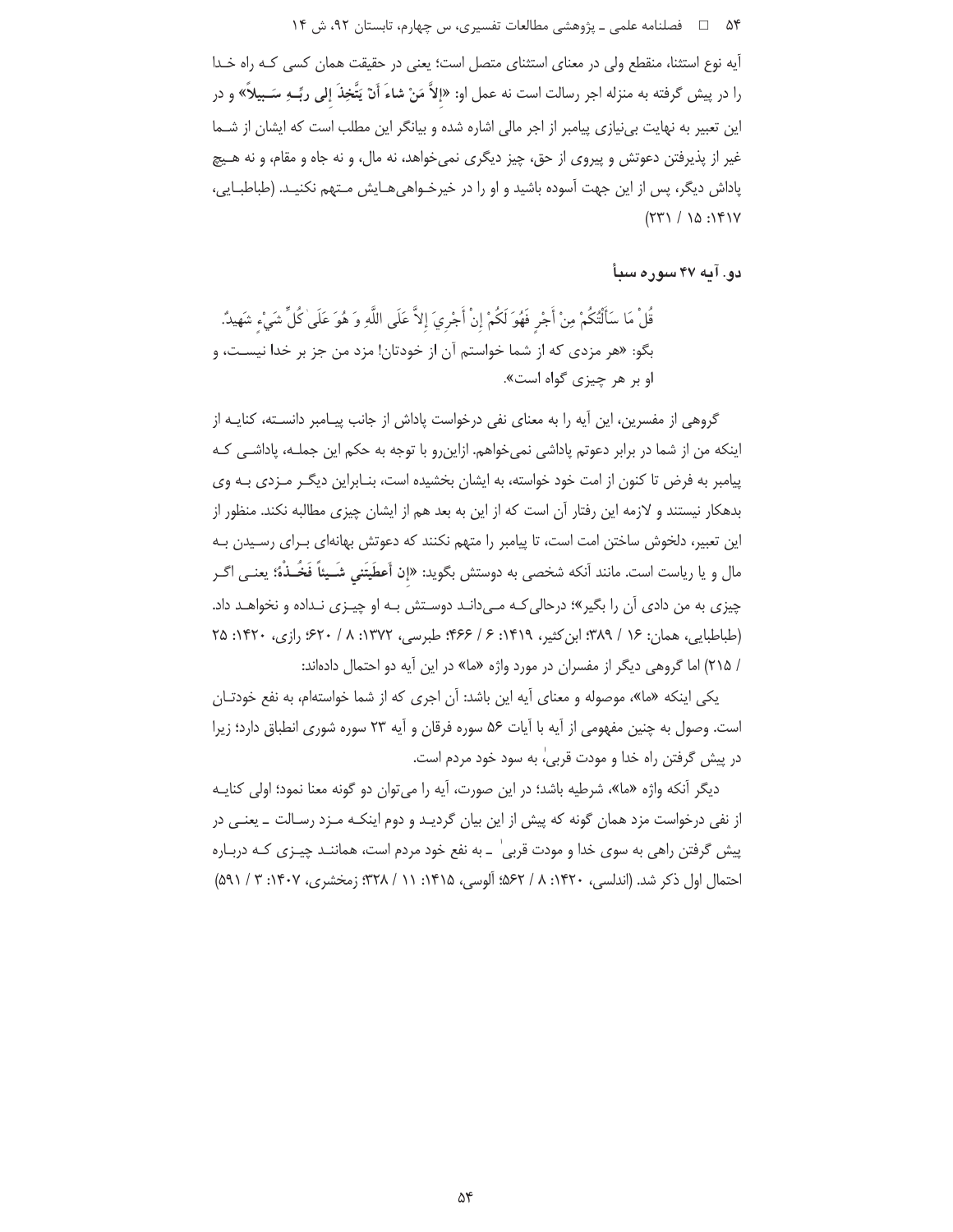آیه نوع استثنا، منقطع ولی در معنای استثنای متصل است؛ یعنی در حقیقت همان کسی کـه راه خـدا را در پیش گرفته به منزله اجر رسالت است نه عمل او: «**إِلاّ مَنْ شاءَ أَنْ یَتَّخِذَ إِلى رَبِّـهِ سَـبیلاً**» و در این تعبیر به نهایت بی‌نیازی پیامبر از اجر مالی اشاره شده و بیانگر این مطلب است که ایشان از شـما غیر از پذیرفتن دعوتش و پیروی از حق، چیز دیگری نمی‌خواهد، نه مال، و نه جاه و مقام، و نه هـیچ پاداش دیگر، پس از این جهت آسوده باشید و او را در خیرخـواهی‌هـایش مـتهم نکنیـد. (طباطبـایی، ۱۴۱۷: ۱۵ / ۲۳۱)

### دو. آیه ۴۷ سوره سبأ

قُلْ مَا سَأَلْتُكُمْ مِنْ أَجْرٍ فَهُوَ لَكُمْ إِنْ أَجْرِيَ إِلاَّ عَلَى اللَّهِ وَ هُوَ عَلَى كُلِّ شَيْءٍ شَهِيدٌ.

بگو: «هر مزدی که از شما خواستم آن از خودتان! مزد من جز بر خدا نیسـت، و او بر هر چیزی گواه است».

گروهی از مفسرین، این آیه را به معنای نفی درخواست پاداش از جانب پیـامبر دانسـته، کنایـه از اینکه من از شما در برابر دعوتم پاداشی نمی‌خواهم. ازاین‌رو با توجه به حکم این جملـه، پاداشـی کـه پیامبر به فرض تا کنون از امت خود خواسته، به ایشان بخشیده است، بنـابراین دیگـر مـزدی بـه وی بدهکار نیستند و لازمه این رفتار آن است که از این به بعد هم از ایشان چیزی مطالبه نکند. منظور از این تعبیر، دلخوش ساختن امت است، تا پیامبر را متهم نکنند که دعوتش بهانه‌ای بـرای رسـیدن بـه مال و یا ریاست است. مانند آنکه شخصی به دوستش بگوید: «**إن أعطَیتَنی شَـیئاً فَخُـذْهُ**»؛ یعنـی اگـر چیزی به من دادی آن را بگیر»؛ درحالی‌کـه مـی‌دانـد دوسـتش بـه او چیـزی نـداده و نخواهـد داد. (طباطبایی، همان: ۱۶ / ۳۸۹؛ ابن‌کثیر، ۱۴۱۹: ۶ / ۴۶۶؛ طبرسی، ۱۳۷۲: ۸ / ۶۲۰؛ رازی، ۱۴۲۰: ۲۵ / ۲۱۵) اما گروهی دیگر از مفسران در مورد واژه «ما» در این آیه دو احتمال داده‌اند:

یکی اینکه «ما»، موصوله و معنای آیه این باشد: آن اجری که از شما خواسته‌ام، به نفع خودتـان است. وصول به چنین مفهومی از آیه با آیات ۵۶ سوره فرقان و آیه ۲۳ سوره شوری انطباق دارد؛ زیرا در پیش گرفتن راه خدا و مودت قربیٰ به سود خود مردم است.

دیگر آنکه واژه «ما»، شرطیه باشد؛ در این صورت، آیه را می‌توان دو گونه معنا نمود؛ اولی کنایـه از نفی درخواست مزد همان گونه که پیش از این بیان گردیـد و دوم اینکـه مـزد رسـالت ـ یعنـی در پیش گرفتن راهی به سوی خدا و مودت قربیٰ ـ به نفع خود مردم است، هماننـد چیـزی کـه دربـاره احتمال اول ذکر شد. (اندلسی، ۱۴۲۰: ۸ / ۵۶۲؛ آلوسی، ۱۴۱۵: ۱۱ / ۳۲۸؛ زمخشری، ۱۴۰۷: ۳ / ۵۹۱)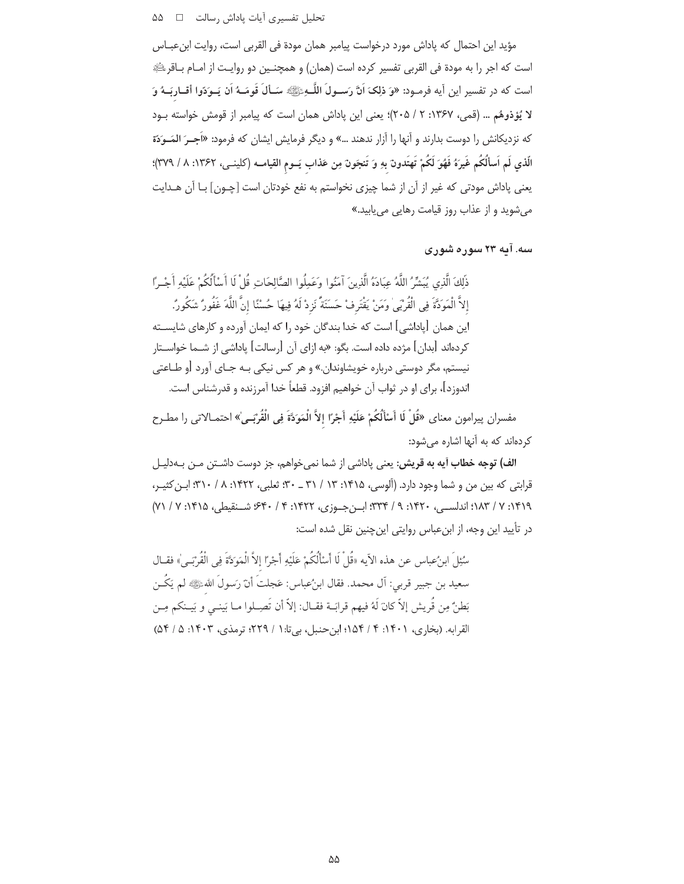مؤید این احتمال که پاداش مورد درخواست پیامبر همان مودة فی القربی است، روایت ابن‌عبـاس است که اجر را به مودة فی القربی تفسیر کرده است (همان) و همچنـین دو روایـت از امـام بـاقرؑ است که در تفسیر این آیه فرمـود: «**وَ ذٰلِکَ اَنَّ رَسـولَ اللّٰـهِ**ﷺ **سَـأَلَ قَومَـهُ اَن یَـوَدّوا أقـارِبَـهُ وَ لا یُؤذوهُم** ... (قمی، ۱۳۶۷: ۲ / ۲۰۵)؛ یعنی این پاداش همان است که پیامبر از قومش خواسته بـود که نزدیکانش را دوست بدارند و آنها را آزار ندهند ...» و دیگر فرمایش ایشان که فرمود: «**اَجـرَ المَـوَدّة الّذی لَم اَسألُکُم غَیرَهُ فَهُوَ لَکُمْ تَهتَدونَ بِهِ وَ تَنجَونَ مِن عَذابِ یَـومِ القیامـه** (کلینـی، ۱۳۶۲: ۸ / ۳۷۹)؛ یعنی پاداش مودتی که غیر از آن از شما چیزی نخواستم به نفع خودتان است [چـون] بـا آن هـدایت می‌شوید و از عذاب روز قیامت رهایی می‌یابید.»

### سه. آیه ۲۳ سوره شوری

ذَلِكَ الَّذِي يُبَشِّرُ اللَّهُ عِبَادَهُ الَّذِينَ آمَنُوا وَعَمِلُوا الصَّالِحَاتِ قُلْ لَا أَسْأَلُكُمْ عَلَيْهِ أَجْـرًا إِلاَّ الْمَوَدَّةَ فِي الْقُرْبَىٰ وَمَنْ يَقْتَرِفْ حَسَنَةً نَزِدْ لَهُ فِيهَا حُسْنًا إِنَّ اللَّهَ غَفُورٌ شَكُورٌ.

این همان [پاداشی] است که خدا بندگان خود را که ایمان آورده و کارهای شایسـته کرده‌اند [بدان] مژده داده است. بگو: «به ازای آن [رسالت] پاداشی از شـما خواسـتار نیستم، مگر دوستی درباره خویشاوندان.» و هر کس نیکی بـه جـای آورد [و طـاعتی اندوزد]، برای او در ثواب آن خواهیم افزود. قطعاً خدا آمرزنده و قدرشناس است.

مفسران پیرامون معنای «**قُلْ لَا أَسْأَلُكُمْ عَلَيْهِ أَجْرًا إِلاَّ الْمَوَدَّةَ فِي الْقُرْبَىٰ**» احتمـالاتی را مطـرح کرده‌اند که به آنها اشاره می‌شود:

**الف) توجه خطاب آیه به قریش:** یعنی پاداشی از شما نمی‌خواهم، جز دوست داشـتن مـن بـه‌دلیـل قرابتی که بین من و شما وجود دارد. (آلوسی، ۱۴۱۵: ۱۳ / ۳۱ ـ ۳۰؛ ثعلبی، ۱۴۲۲: ۸ / ۳۱۰؛ ابـن‌کثیـر، ۱۴۱۹: ۷ / ۱۸۳؛ اندلسـی، ۱۴۲۰: ۹ / ۳۳۴؛ ابـن‌جـوزی، ۱۴۲۲: ۴ / ۶۴۰؛ شـنقیطی، ۱۴۱۵: ۷ / ۷۱)

در تأیید این وجه، از ابن‌عباس روایتی این‌چنین نقل شده است:

سُئِلَ ابنُ‌عباس عن هذه الآیه «قُلْ لَا أَسْأَلُكُمْ عَلَيْهِ أَجْرًا إِلاَّ الْمَوَدَّةَ فِي الْقُرْبَىٰ» فقـال سعید بن جبیر قربی: آل محمد. فقال ابنُ‌عباس: عَجلتَ أنّ رَسولَ الله ﷺ لم یَکُـن بَطنٌ مِن قُریش إلاّ کانَ لَهُ فیهم قرابَـة فقـال: إلاّ أن تَصِـلوا مـا بَینـی و بَیـنکم مِـن القرابه. (بخاری، ۱۴۰۱: ۴ / ۱۵۴؛ ابن‌حنبل، بی‌تا: ۱ / ۲۲۹؛ ترمذی، ۱۴۰۳: ۵ / ۵۴)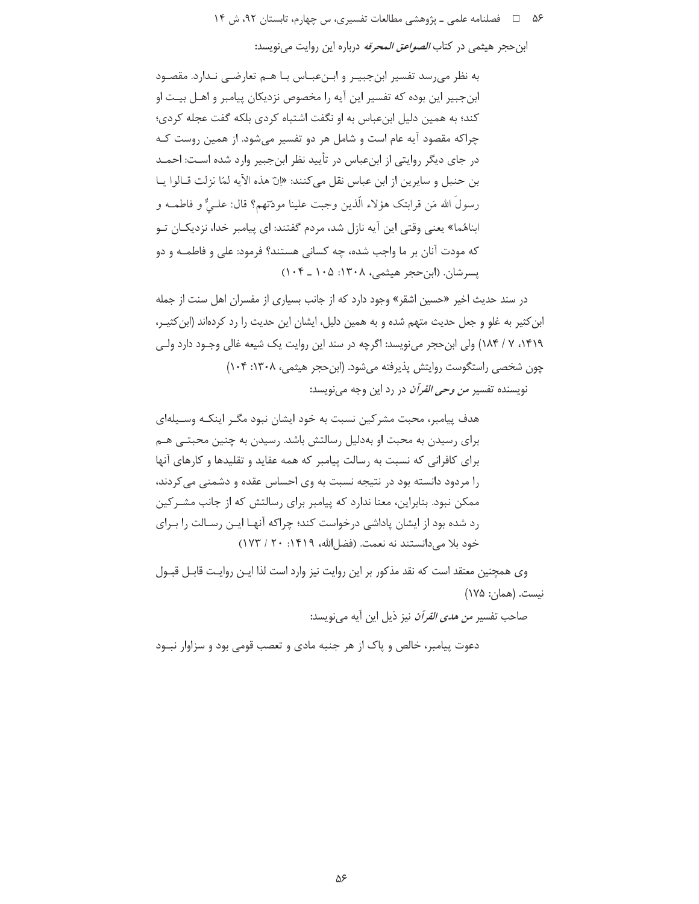ابن‌حجر هیثمی در کتاب *الصواعق المحرقه* درباره این روایت می‌نویسد:

> به نظر می‌رسد تفسیر ابن‌جبیر و ابن‌عباس با هم تعارضی ندارد. مقصود ابن‌جبیر این بوده که تفسیر این آیه را مخصوص نزدیکان پیامبر و اهل بیت او کند؛ به همین دلیل ابن‌عباس به او نگفت اشتباه کردی بلکه گفت عجله کردی؛ چراکه مقصود آیه عام است و شامل هر دو تفسیر می‌شود. از همین روست که در جای دیگر روایتی از ابن‌عباس در تأیید نظر ابن‌جبیر وارد شده است: احمد بن حنبل و سایرین از ابن عباس نقل می‌کنند: «إنّ هذه الآیه لمّا نزلت قالوا یا رسولَ الله مَن قرابتک هؤلاء الّذین وجبت علینا مودّتهم؟ قال: علیٌّ و فاطمه و ابناهُما» یعنی وقتی این آیه نازل شد، مردم گفتند: ای پیامبر خدا، نزدیکان تو که مودت آنان بر ما واجب شده، چه کسانی هستند؟ فرمود: علی و فاطمه و دو پسرشان. (ابن‌حجر هیثمی، ۱۳۰۸: ۱۰۵ ـ ۱۰۴)

در سند حدیث اخیر «حسین اشقر» وجود دارد که از جانب بسیاری از مفسران اهل سنت از جمله ابن‌کثیر به غلو و جعل حدیث متهم شده و به همین دلیل، ایشان این حدیث را رد کرده‌اند (ابن‌کثیر، ۱۴۱۹، ۷ / ۱۸۴) ولی ابن‌حجر می‌نویسد: اگرچه در سند این روایت یک شیعه غالی وجود دارد ولی چون شخصی راستگوست روایتش پذیرفته می‌شود. (ابن‌حجر هیثمی، ۱۳۰۸: ۱۰۴)

نویسنده تفسیر *من وحی القرآن* در رد این وجه می‌نویسد:

> هدف پیامبر، محبت مشرکین نسبت به خود ایشان نبود مگر اینکه وسیله‌ای برای رسیدن به محبت او به‌دلیل رسالتش باشد. رسیدن به چنین محبتی هم برای کافرانی که نسبت به رسالت پیامبر که همه عقاید و تقلیدها و کارهای آنها را مردود دانسته بود در نتیجه نسبت به وی احساس عقده و دشمنی می‌کردند، ممکن نبود. بنابراین، معنا ندارد که پیامبر برای رسالتش که از جانب مشرکین رد شده بود از ایشان پاداشی درخواست کند؛ چراکه آنها این رسالت را برای خود بلا می‌دانستند نه نعمت. (فضل‌الله، ۱۴۱۹: ۲۰ / ۱۷۳)

وی همچنین معتقد است که نقد مذکور بر این روایت نیز وارد است لذا این روایت قابل قبول نیست. (همان: ۱۷۵)

صاحب تفسیر *من هدی القرآن* نیز ذیل این آیه می‌نویسد:

> دعوت پیامبر، خالص و پاک از هر جنبه مادی و تعصب قومی بود و سزاوار نبود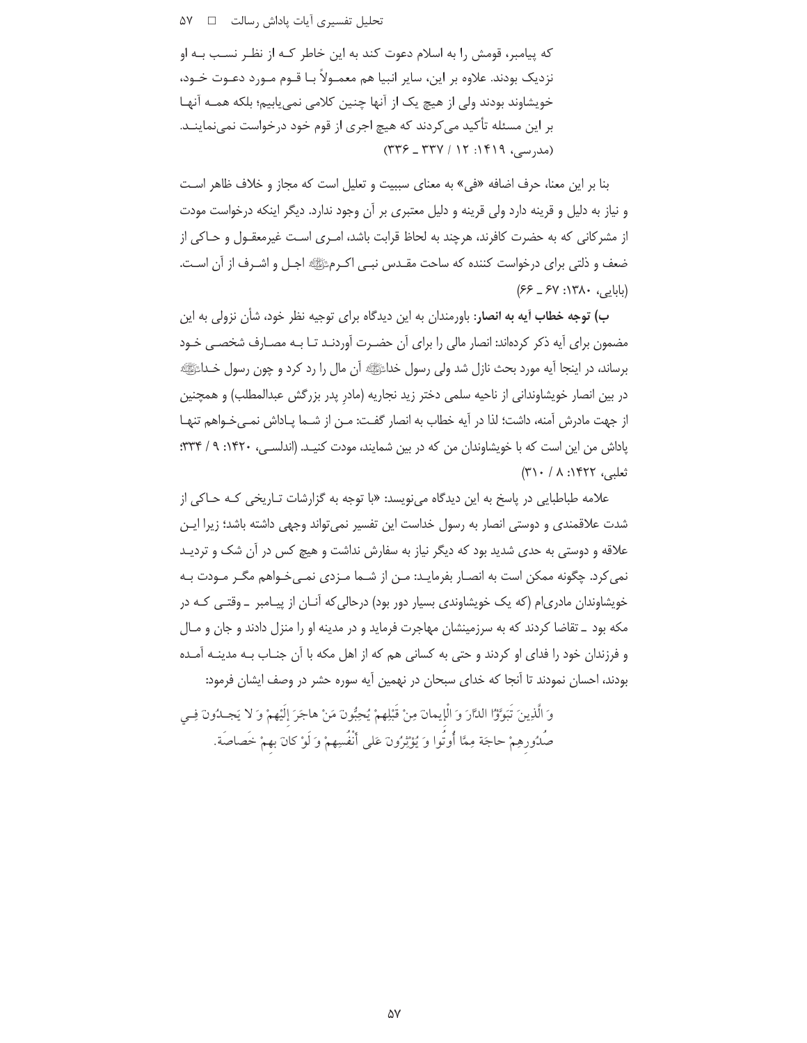که پیامبر، قومش را به اسلام دعوت کند به این خاطر کـه از نظـر نسـب بـه او نزدیک بودند. علاوه بر این، سایر انبیا هم معمـولاً بـا قـوم مـورد دعـوت خـود، خویشاوند بودند ولی از هیچ یک از آنها چنین کلامی نمی‌یابیم؛ بلکه همـه آنهـا بر این مسئله تأکید می‌کردند که هیچ اجری از قوم خود درخواست نمی‌نماینـد. (مدرسی، ۱۴۱۹: ۱۲ / ۳۳۷ ـ ۳۳۶)

بنا بر این معنا، حرف اضافه «فی» به معنای سببیت و تعلیل است که مجاز و خلاف ظاهر اسـت و نیاز به دلیل و قرینه دارد ولی قرینه و دلیل معتبری بر آن وجود ندارد. دیگر اینکه درخواست مودت از مشرکانی که به حضرت کافرند، هرچند به لحاظ قرابت باشد، امـری اسـت غیرمعقـول و حـاکی از ضعف و ذلتی برای درخواست کننده که ساحت مقـدس نبـی اکـرمﷺ اجـل و اشـرف از آن اسـت. (بابایی، ۱۳۸۰: ۶۷ ـ ۶۶)

**ب) توجه خطاب آیه به انصار:** باورمندان به این دیدگاه برای توجیه نظر خود، شأن نزولی به این مضمون برای آیه ذکر کرده‌اند: انصار مالی را برای آن حضـرت آوردنـد تـا بـه مصـارف شخصـی خـود برساند، در اینجا آیه مورد بحث نازل شد ولی رسول خداﷺ آن مال را رد کرد و چون رسول خـداﷺ در بین انصار خویشاوندانی از ناحیه سلمی دختر زید نجاریه (مادرِ پدر بزرگش عبدالمطلب) و همچنین از جهت مادرش آمنه، داشت؛ لذا در آیه خطاب به انصار گفـت: مـن از شـما پـاداش نمـی‌خـواهم تنهـا پاداش من این است که با خویشاوندان من که در بین شمایند، مودت کنیـد. (اندلسـی، ۱۴۲۰: ۹ / ۳۳۴؛ ثعلبی، ۱۴۲۲: ۸ / ۳۱۰)

علامه طباطبایی در پاسخ به این دیدگاه می‌نویسد: «با توجه به گزارشات تـاریخی کـه حـاکی از شدت علاقمندی و دوستی انصار به رسول خداست این تفسیر نمی‌تواند وجهی داشته باشد؛ زیرا ایـن علاقه و دوستی به حدی شدید بود که دیگر نیاز به سفارش نداشت و هیچ کس در آن شک و تردیـد نمی‌کرد. چگونه ممکن است به انصـار بفرمایـد: مـن از شـما مـزدی نمـی‌خـواهم مگـر مـودت بـه خویشاوندان مادری‌ام (که یک خویشاوندی بسیار دور بود) درحالی‌که آنـان از پیـامبر ـ وقتـی کـه در مکه بود ـ تقاضا کردند که به سرزمینشان مهاجرت فرماید و در مدینه او را منزل دادند و جان و مـال و فرزندان خود را فدای او کردند و حتی به کسانی هم که از اهل مکه با آن جنـاب بـه مدینـه آمـده بودند، احسان نمودند تا آنجا که خدای سبحان در نهمین آیه سوره حشر در وصف ایشان فرمود:

وَ الَّذِينَ تَبَوَّؤُا الدَّارَ وَ الْإِيمانَ مِنْ قَبْلِهِمْ يُحِبُّونَ مَنْ هاجَرَ إِلَيْهِمْ وَ لا يَجِـدُونَ فِـي صُدُورِهِمْ حاجَة مِمَّا أُوتُوا وَ يُؤْثِرُونَ عَلى أَنْفُسِهِمْ وَ لَوْ كانَ بِهِمْ خَصاصَة.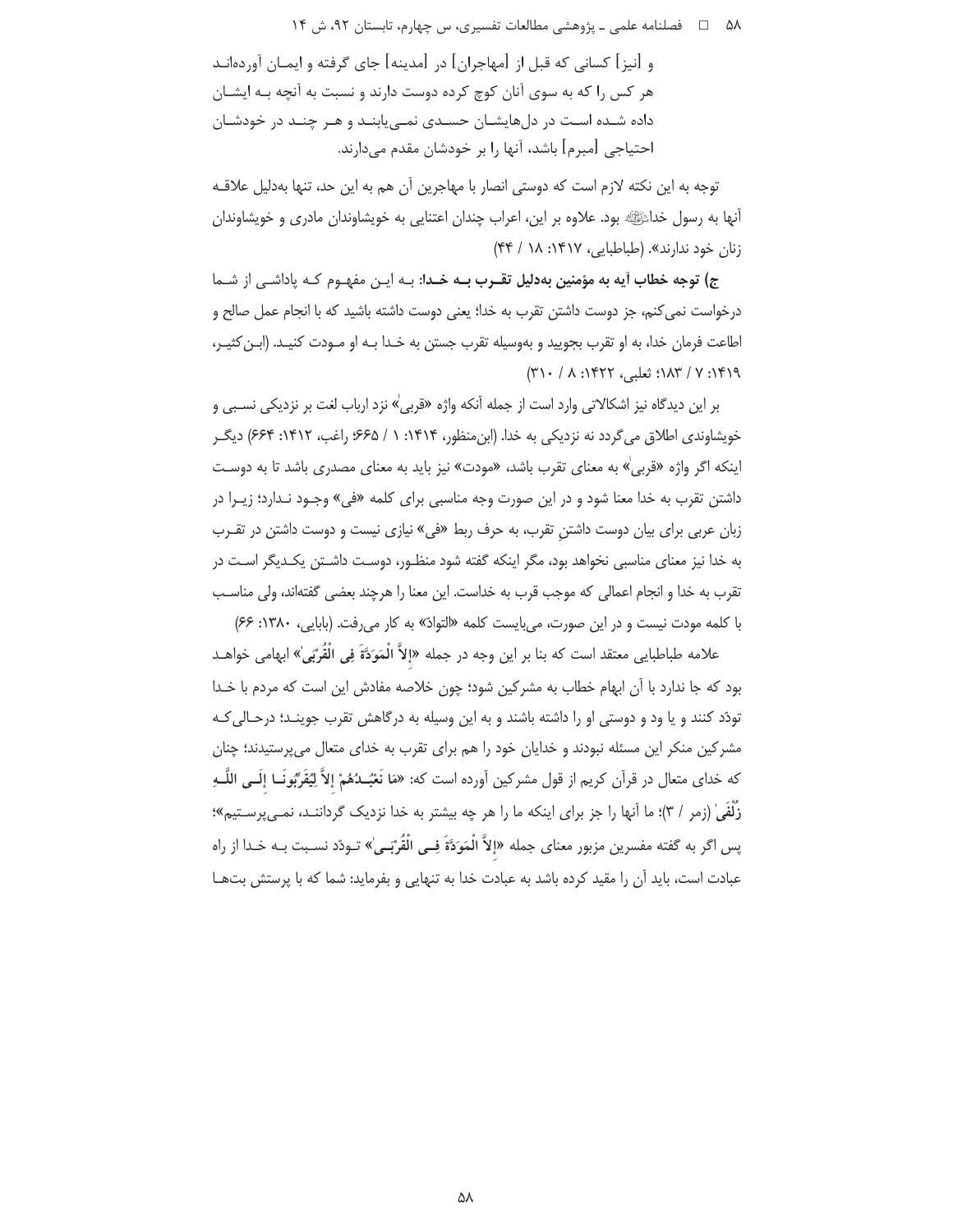و [نیز] کسانی که قبل از [مهاجران] در [مدینه] جای گرفته و ایمـان آورده‌انـد هر کس را که به سوی آنان کوچ کرده دوست دارند و نسبت به آنچه بـه ایشـان داده شـده اسـت در دل‌هایشـان حسـدی نمـی‌یابنـد و هـر چنـد در خودشـان احتیاجی [مبرم] باشد، آنها را بر خودشان مقدم می‌دارند.

توجه به این نکته لازم است که دوستی انصار با مهاجرین آن هم به این حد، تنها به‌دلیل علاقـه آنها به رسول خدا ﷺ بود. علاوه بر این، اعراب چندان اعتنایی به خویشاوندان مادری و خویشاوندان زنان خود ندارند». (طباطبایی، ۱۴۱۷: ۱۸ / ۴۴)

**ج) توجه خطاب آیه به مؤمنین به‌دلیل تقـرب بـه خـدا:** بـه ایـن مفهـوم کـه پاداشـی از شـما درخواست نمی‌کنم، جز دوست داشتن تقرب به خدا؛ یعنی دوست داشته باشید که با انجام عمل صالح و اطاعت فرمان خدا، به او تقرب بجویید و به‌وسیله تقرب جستن به خـدا بـه او مـودت کنیـد. (ابن‌کثیـر، ۱۴۱۹: ۷ / ۱۸۳؛ ثعلبی، ۱۴۲۲: ۸ / ۳۱۰)

بر این دیدگاه نیز اشکالاتی وارد است از جمله آنکه واژه «قربی» نزد ارباب لغت بر نزدیکی نسـبی و خویشاوندی اطلاق می‌گردد نه نزدیکی به خدا. (ابن‌منظور، ۱۴۱۴: ۱ / ۶۶۵؛ راغب، ۱۴۱۲: ۶۶۴) دیگـر اینکه اگر واژه «قربی» به معنای تقرب باشد، «مودت» نیز باید به معنای مصدری باشد تا به دوسـت داشتن تقرب به خدا معنا شود و در این صورت وجه مناسبی برای کلمه «فی» وجـود نـدارد؛ زیـرا در زبان عربی برای بیان دوست داشتنِ تقرب، به حرف ربط «فی» نیازی نیست و دوست داشتن در تقـرب به خدا نیز معنای مناسبی نخواهد بود، مگر اینکه گفته شود منظـور، دوسـت داشـتن یکـدیگر اسـت در تقرب به خدا و انجام اعمالی که موجب قرب به خداست. این معنا را هرچند بعضی گفته‌اند، ولی مناسـب با کلمه مودت نیست و در این صورت، می‌بایست کلمه «التوادّ» به کار می‌رفت. (بابایی، ۱۳۸۰: ۶۶)

علامه طباطبایی معتقد است که بنا بر این وجه در جمله «**إِلاَّ الْمَوَدَّةَ فِي الْقُرْبَى**» ابهامی خواهـد بود که جا ندارد با آن ابهام خطاب به مشرکین شود؛ چون خلاصه مفادش این است که مردم با خـدا تودّد کنند و یا ود و دوستی او را داشته باشند و به این وسیله به درگاهش تقرب جوینـد؛ درحـالی‌کـه مشرکین منکر این مسئله نبودند و خدایان خود را هم برای تقرب به خدای متعال می‌پرستیدند؛ چنان که خدای متعال در قرآن کریم از قول مشرکین آورده است که: «**مَا نَعْبُدُهُمْ إِلاَّ لِيُقَرِّبُونَا إِلَى اللَّهِ زُلْفَى**» (زمر / ۳)؛ ما آنها را جز برای اینکه ما را هر چه بیشتر به خدا نزدیک گرداننـد، نمـی‌پرسـتیم»؛ پس اگر به گفته مفسرین مزبور معنای جمله «**إِلاَّ الْمَوَدَّةَ فِي الْقُرْبَى**» تـودّد نسـبت بـه خـدا از راه عبادت است، باید آن را مقید کرده باشد به عبادت خدا به تنهایی و بفرماید: شما که با پرستش بت‌هـا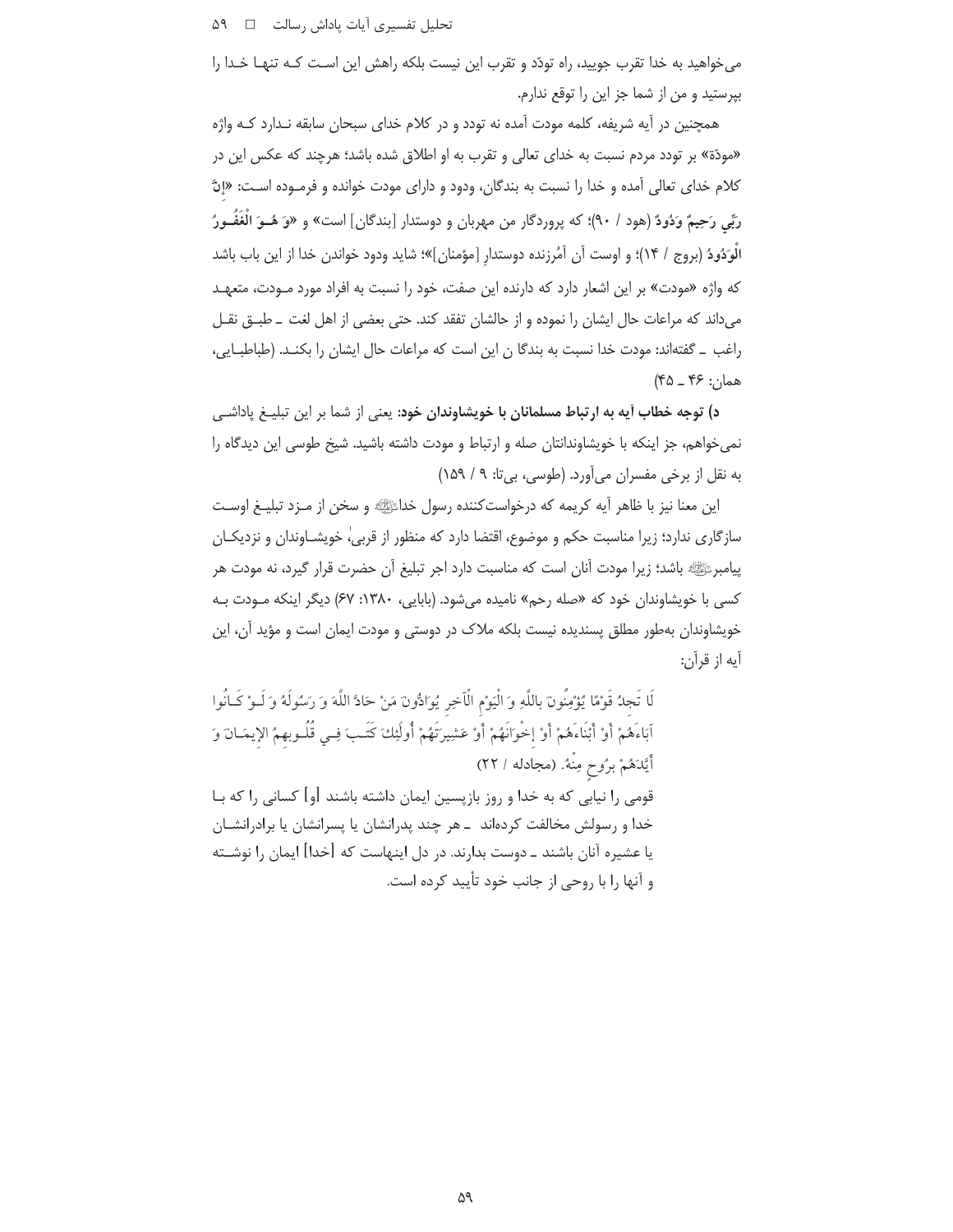می‌خواهید به خدا تقرب جویید، راه توّدّد و تقرب این نیست بلکه راهش این است کـه تنهـا خـدا را بپرستید و من از شما جز این را توقع ندارم.

همچنین در آیه شریفه، کلمه مودت آمده نه تودد و در کلام خدای سبحان سابقه نـدارد کـه واژه «مودّة» بر تودد مردم نسبت به خدای تعالی و تقرب به او اطلاق شده باشد؛ هرچند که عکس این در کلام خدای تعالی آمده و خدا را نسبت به بندگان، ودود و دارای مودت خوانده و فرمـوده اسـت: «**إِنَّ رَبِّي رَحِيمٌ وَدُودٌ** (هود / ۹۰)؛ که پروردگار من مهربان و دوستدار [بندگان] است» و «**وَ هُـوَ الْغَفُـورُ الْوَدُودُ** (بروج / ۱۴)؛ و اوست آن آمُرزنده دوستدارِ [مؤمنان]»؛ شاید ودود خواندن خدا از این باب باشد که واژه «مودت» بر این اشعار دارد که دارنده این صفت، خود را نسبت به افراد مورد مـودت، متعهـد می‌داند که مراعات حال ایشان را نموده و از حالشان تفقد کند. حتی بعضی از اهل لغت ـ طبـق نقـل راغب ـ گفته‌اند: مودت خدا نسبت به بندگا ن این است که مراعات حال ایشان را بکنـد. (طباطبـایی، همان: ۴۶ ـ ۴۵)

**د) توجه خطاب آیه به ارتباط مسلمانان با خویشاوندان خود**: یعنی از شما بر این تبلیـغ پاداشـی نمی‌خواهم، جز اینکه با خویشاوندانتان صله و ارتباط و مودت داشته باشید. شیخ طوسی این دیدگاه را به نقل از برخی مفسران می‌آورد. (طوسی، بی‌تا: ۹ / ۱۵۹)

این معنا نیز با ظاهر آیه کریمه که درخواست‌کننده رسول خدا ﷺ و سخن از مـزد تبلیـغ اوسـت سازگاری ندارد؛ زیرا مناسبت حکم و موضوع، اقتضا دارد که منظور از قربیٰ خویشـاوندان و نزدیکـان پیامبر ﷺ باشد؛ زیرا مودت آنان است که مناسبت دارد اجر تبلیغ آن حضرت قرار گیرد، نه مودت هر کسی با خویشاوندان خود که «صله رحم» نامیده می‌شود. (بابایی، ۱۳۸۰: ۶۷) دیگر اینکه مـودت بـه خویشاوندان به‌طور مطلق پسندیده نیست بلکه ملاک در دوستی و مودت ایمان است و مؤید آن، این آیه از قرآن:

> لَا تَجِدُ قَوْمًا يُؤْمِنُونَ بِاللَّهِ وَ الْيَوْمِ الْآخِرِ يُوَادُّونَ مَنْ حَادَّ اللَّهَ وَ رَسُولَهُ وَ لَـوْ كَـانُوا آبَاءَهُمْ أَوْ أَبْنَاءَهُمْ أَوْ إِخْوَانَهُمْ أَوْ عَشِيرَتَهُمْ أُولَئِكَ كَتَـبَ فِـي قُلُـوبِهِمُ الإِيمَـانَ وَ أَيَّدَهُمْ بِرُوحٍ مِنْهُ. (مجادله / ۲۲)
>
> قومی را نیابی که به خدا و روز بازپسین ایمان داشته باشند [و] کسانی را که بـا خدا و رسولش مخالفت کرده‌اند ـ هر چند پدرانشان یا پسرانشان یا برادرانشـان یا عشیره آنان باشند ـ دوست بدارند. در دل اینهاست که [خدا] ایمان را نوشـته و آنها را با روحی از جانب خود تأیید کرده است.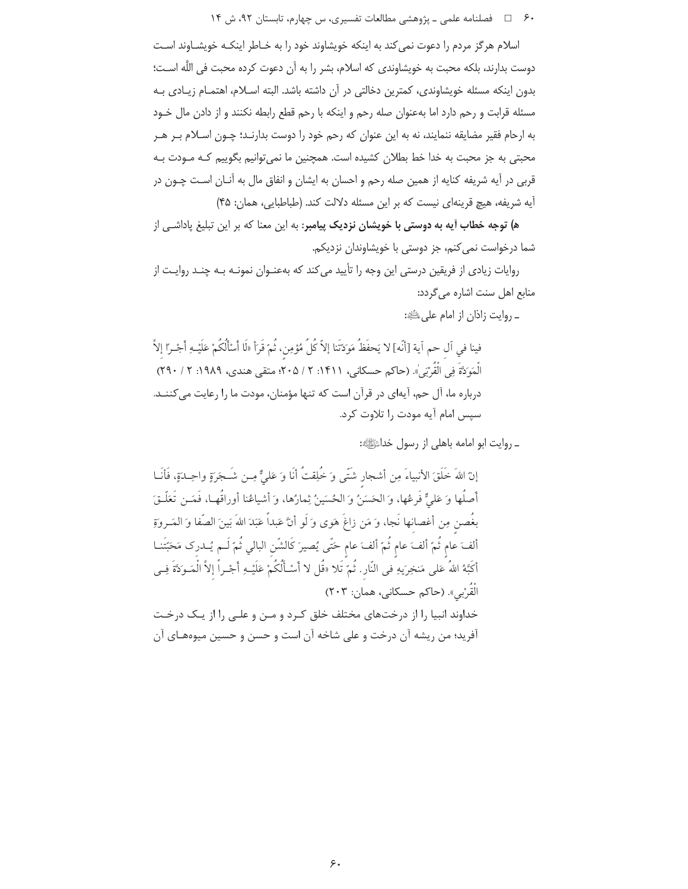اسلام هرگز مردم را دعوت نمی‌کند به اینکه خویشاوند خود را به خـاطر اینکـه خویشـاوند اسـت دوست بدارند، بلکه محبت به خویشاوندی که اسلام، بشر را به آن دعوت کرده محبت فی اللّه اسـت؛ بدون اینکه مسئله خویشاوندی، کمترین دخالتی در آن داشته باشد. البته اسـلام، اهتمـام زیـادی بـه مسئله قرابت و رحم دارد اما به‌عنوان صله رحم و اینکه با رحم قطع رابطه نکنند و از دادن مال خـود به ارحام فقیر مضایقه ننمایند، نه به این عنوان که رحم خود را دوست بدارنـد؛ چـون اسـلام بـر هـر محبتی به جز محبت به خدا خط بطلان کشیده است. همچنین ما نمی‌توانیم بگوییم کـه مـودت بـه قربی در آیه شریفه کنایه از همین صله رحم و احسان به ایشان و انفاق مال به آنـان اسـت چـون در آیه شریفه، هیچ قرینه‌ای نیست که بر این مسئله دلالت کند. (طباطبایی، همان: ۴۵)

**هـ) توجه خطاب آیه به دوستی با خویشان نزدیک پیامبر:** به این معنا که بر این تبلیغ پاداشـی از شما درخواست نمی‌کنم، جز دوستی با خویشاوندان نزدیکم.

روایات زیادی از فریقین درستی این وجه را تأیید می‌کند که به‌عنـوان نمونـه بـه چنـد روایـت از منابع اهل سنت اشاره می‌گردد:

ـ روایت زاذان از امام علی علیه‌السلام:

فینا فی آل حم آیة [أنّه] لا یَحفَظُ مَوَدّتَنا إلاّ کُلُّ مُؤمِنٍ، ثُمّ قَرَأ «لَا أَسْأَلُکُمْ عَلَیْـهِ أَجْـرًا إِلاَّ الْمَوَدَّةَ فِی الْقُرْبَیٰ». (حاکم حسکانی، ۱۴۱۱: ۲ / ۲۰۵؛ متقی هندی، ۱۹۸۹: ۲ / ۲۹۰)

درباره ما، آل حم، آیه‌ای در قرآن است که تنها مؤمنان، مودت ما را رعایت می‌کننـد. سپس امام آیه مودت را تلاوت کرد.

ـ روایت ابو امامه باهلی از رسول خدا صلی‌الله‌علیه‌وآله:

إنّ اللهَ خَلَقَ الأنبیاءَ مِن أشجارٍ شَتّی وَ خُلِقتُ أنَا وَ عَلیٌّ مِـن شَـجَرَةٍ واحِـدَةٍ، فَأنَـا أصلُها وَ عَلیٌّ فَرعُها، وَ الحَسَنُ وَ الحُسَینُ ثِمارُها، وَ أشیاعُنا أوراقُهـا، فَمَـن تَعَلَّـقَ بغُصنٍ مِن أغصانها نَجا، وَ مَن زاغَ هَوی وَ لَو أنَّ عَبداً عَبَدَ اللهَ بَینَ الصَّفا وَ المَـروَةِ ألفَ عامٍ ثُمّ ألفَ عامٍ ثُمّ ألفَ عامٍ حَتّی یُصیرَ کَالشَّنِ البالي ثُمّ لَـم یُـدرک مَحَبّتَنـا أکَبَّهُ اللهُ عَلی مَنخِرَیهِ فی النّار. ثُمّ تَلا «قُل لا أَسْـأَلُکُمْ عَلَیْـهِ أَجْـراً إِلاَّ الْمَـوَدَّةَ فِـی الْقُرْبی». (حاکم حسکانی، همان: ۲۰۳)

خداوند انبیا را از درخت‌های مختلف خلق کـرد و مـن و علـی را از یـک درخـت آفرید؛ من ریشه آن درخت و علی شاخه آن است و حسن و حسین میوه‌هـای آن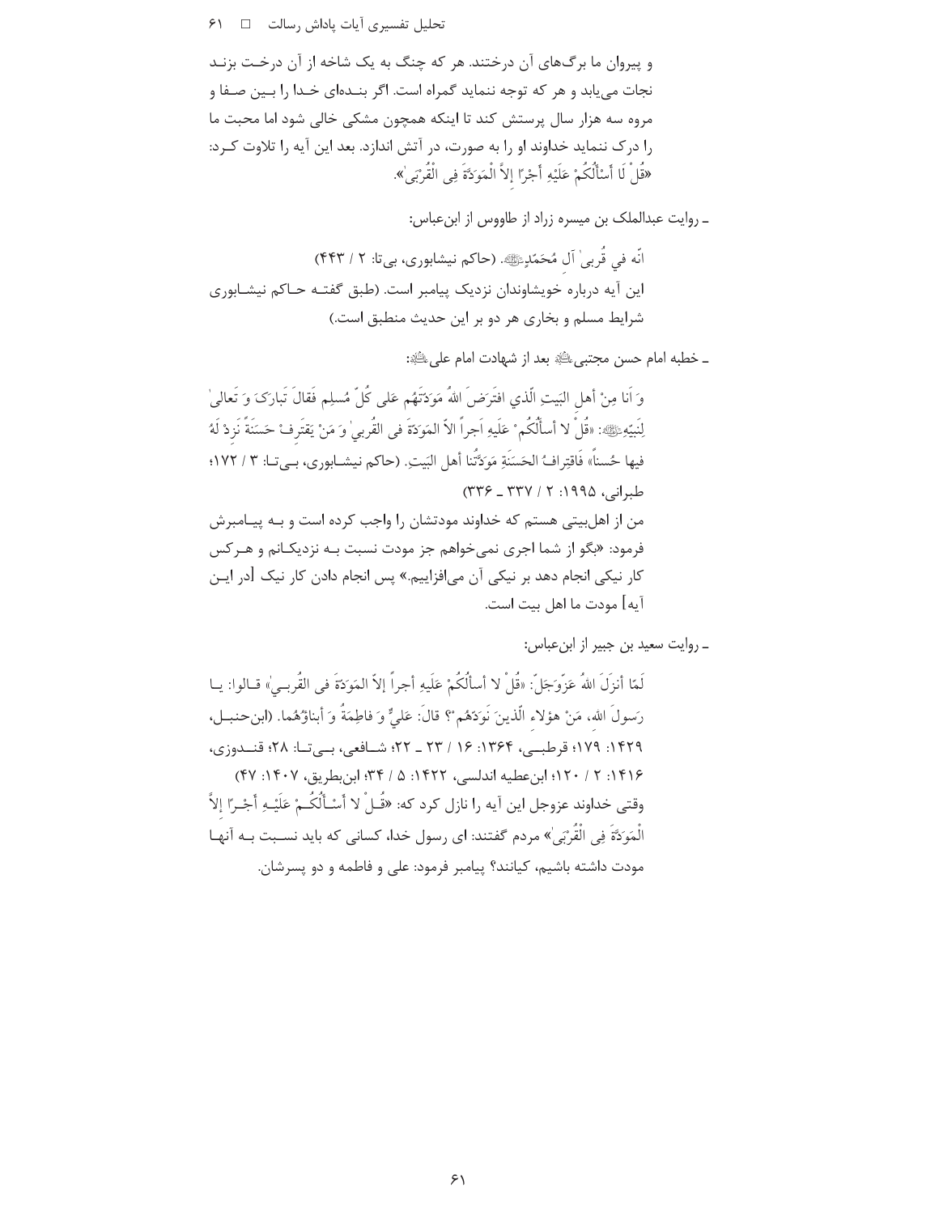و پیروان ما برگ‌های آن درختند. هر که چنگ به یک شاخه از آن درخت بزند نجات می‌یابد و هر که توجه ننماید گمراه است. اگر بنده‌ای خدا را بین صفا و مروه سه هزار سال پرستش کند تا اینکه همچون مشکی خالی شود اما محبت ما را درک ننماید خداوند او را به صورت، در آتش اندازد. بعد این آیه را تلاوت کرد: «قُلْ لَا أَسْأَلُكُمْ عَلَيْهِ أَجْرًا إِلاَّ الْمَوَدَّةَ فِی الْقُرْبَیٰ».

ـ روایت عبدالملک بن میسره زراد از طاووس از ابن‌عباس:

انّه في قُربیٰ آلِ مُحَمّدٍ ﷺ. (حاکم نیشابوری، بی‌تا: ۲ / ۴۴۳)

این آیه درباره خویشاوندان نزدیک پیامبر است. (طبق گفته حاکم نیشابوری شرایط مسلم و بخاری هر دو بر این حدیث منطبق است.)

ـ خطبه امام حسن مجتبی ؑ بعد از شهادت امام علی ؑ:

وَ اَنا مِنْ أهلِ البَیتِ الّذي افتَرَضَ اللهُ مَوَدّتَهُم عَلی کُلِّ مُسلِمٍ فَقالَ تَبارَکَ وَ تَعالیٰ لِنَبیِّهِ ﷺ: «قُلْ لا أسألُکُمْ عَلَیهِ اَجراً الاّ المَوَدّةَ فی القُربیٰ وَ مَنْ یَقتَرِفْ حَسَنَةً نَزِدْ لَهُ فیها حُسناً» فَاقتِرافُ الحَسَنَةِ مَوَدَّتُنا أهلَ البَیتِ. (حاکم نیشابوری، بی‌تا: ۳ / ۱۷۲؛ طبرانی، ۱۹۹۵: ۲ / ۳۳۷ ـ ۳۳۶)

من از اهل‌بیتی هستم که خداوند مودتشان را واجب کرده است و به پیامبرش فرمود: «بگو از شما اجری نمی‌خواهم جز مودت نسبت به نزدیکانم و هرکس کار نیکی انجام دهد بر نیکی آن می‌افزاییم.» پس انجام دادن کار نیک [در این آیه] مودت ما اهل بیت است.

ـ روایت سعید بن جبیر از ابن‌عباس:

لَمّا أنزَلَ اللهُ عَزّوَجَلّ: «قُلْ لا أسألُکُمْ عَلَیهِ أجراً إلاّ المَوَدّةَ فی القُربیٰ» قالوا: یا رَسولَ الله، مَنْ هؤلاءِ الّذینَ نَوَدّهُم؟ قالَ: عَليٌّ وَ فاطِمَةُ وَ أبناؤهُما. (ابن‌حنبل، ۱۴۲۹: ۱۷۹؛ قرطبی، ۱۳۶۴: ۱۶ / ۲۳ ـ ۲۲؛ شافعی، بی‌تا: ۲۸؛ قندوزی، ۱۴۱۶: ۲ / ۱۲۰؛ ابن‌عطیه اندلسی، ۱۴۲۲: ۵ / ۳۴؛ ابن‌بطریق، ۱۴۰۷: ۴۷)

وقتی خداوند عزوجل این آیه را نازل کرد که: «قُلْ لا أَسْأَلُكُمْ عَلَيْهِ أَجْرًا إِلاَّ الْمَوَدَّةَ فِی الْقُرْبَیٰ» مردم گفتند: ای رسول خدا، کسانی که باید نسبت به آنها مودت داشته باشیم، کیانند؟ پیامبر فرمود: علی و فاطمه و دو پسرشان.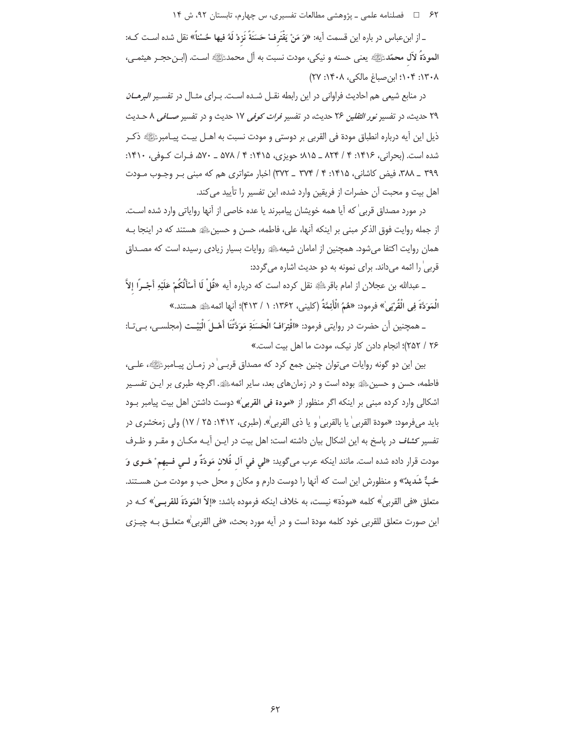ـ از ابن‌عباس در باره این قسمت آیه: «**وَ مَنْ یَقْتَرِفْ حَسَنَةً نَزِدْ لَهُ فیها حُسْناً**» نقل شده است کـه: **المودّةُ لآل محمّد**ﷺ یعنی حسنه و نیکی، مودت نسبت به آل محمدﷺ اسـت. (ابـن‌حجـر هیثمـی، ۱۳۰۸: ۱۰۴؛ ابن‌صباغ مالکی، ۱۴۰۸: ۲۷)

در منابع شیعی هم احادیث فراوانی در این رابطه نقـل شـده اسـت. بـرای مثـال در تفسـیر *البرهـان* ۲۹ حدیث، در تفسیر *نور الثقلین* ۲۶ حدیث، در تفسیر *فرات کوفی* ۱۷ حدیث و در تفسیر *صـافی* ۸ حـدیث ذیل این آیه درباره انطباق مودة فی القربی بر دوستی و مودت نسبت به اهـل بیـت پیـامبرﷺ ذکـر شده است. (بحرانی، ۱۴۱۶: ۴ / ۸۲۴ ـ ۸۱۵؛ حویزی، ۱۴۱۵: ۴ / ۵۷۸ ـ ۵۷۰، فـرات کـوفی، ۱۴۱۰: ۳۹۹ ـ ۳۸۸، فیض کاشانی، ۱۴۱۵: ۴ / ۳۷۴ ـ ۳۷۲) اخبار متواتری هم که مبنی بـر وجـوب مـودت اهل بیت و محبت آن حضرات از فریقین وارد شده، این تفسیر را تأیید می‌کند.

در مورد مصداق قربیٰ که آیا همه خویشان پیامبرند یا عده خاصی از آنها روایاتی وارد شده اسـت. از جمله روایت فوق الذکر مبنی بر اینکه آنها، علی، فاطمه، حسن و حسین﵇ هستند که در اینجا بـه همان روایت اکتفا می‌شود. همچنین از امامان شیعه﵇ روایات بسیار زیادی رسیده است که مصـداق قربیٰ را ائمه می‌داند. برای نمونه به دو حدیث اشاره می‌گردد:

ـ عبدالله بن عجلان از امام باقر﵇ نقل کرده است که درباره آیه «**قُلْ لَا أَسْأَلُکُمْ عَلَیْهِ أَجْـراً إِلاَّ الْمَوَدَّةَ فِی الْقُرْبیٰ**» فرمود: «**هُمُ الْأَئِمَّةُ** (کلینی، ۱۳۶۲: ۱ / ۴۱۳)؛ آنها ائمه﵇ هستند.»

ـ همچنین آن حضرت در روایتی فرمود: «**اقْتِرَافُ الْحَسَنَةِ مَوَدَّتُنَا أَهْـلَ الْبَیْـت** (مجلسـی، بـی‌تـا: ۲۶ / ۲۵۲)؛ انجام دادن کار نیک، مودت ما اهل بیت است.»

بین این دو گونه روایات می‌توان چنین جمع کرد که مصداق قربـیٰ در زمـان پیـامبرﷺ، علـی، فاطمه، حسن و حسین﵇ بوده است و در زمان‌های بعد، سایر ائمه﵇. اگرچه طبری بر ایـن تفسـیر اشکالی وارد کرده مبنی بر اینکه اگر منظور از «**مودة فی القربیٰ**» دوست داشتن اهل بیت پیامبر بـود باید می‌فرمود: «مودة القربیٰ یا بالقربیٰ و یا ذی القربیٰ». (طبری، ۱۴۱۲: ۲۵ / ۱۷) ولی زمخشری در تفسیر *کشاف* در پاسخ به این اشکال بیان داشته است: اهل بیت در ایـن آیـه مکـان و مقـر و ظـرف مودت قرار داده شده است. مانند اینکه عرب می‌گوید: «**لِی فِی آلِ فُلانٍ مَودَّةٌ و لِـی فـیهِمْ هَـوی وَ حُبٌّ شَدیدٌ**» و منظورش این است که آنها را دوست دارم و مکان و محل حب و مودت مـن هسـتند. متعلق «فی القربیٰ» کلمه «مودّة» نیست، به خلاف اینکه فرموده باشد: «**إلاّ المَودَّةَ للقربـیٰ**» کـه در این صورت متعلق للقربی خود کلمه مودة است و در آیه مورد بحث، «فی القربیٰ» متعلـق بـه چیـزی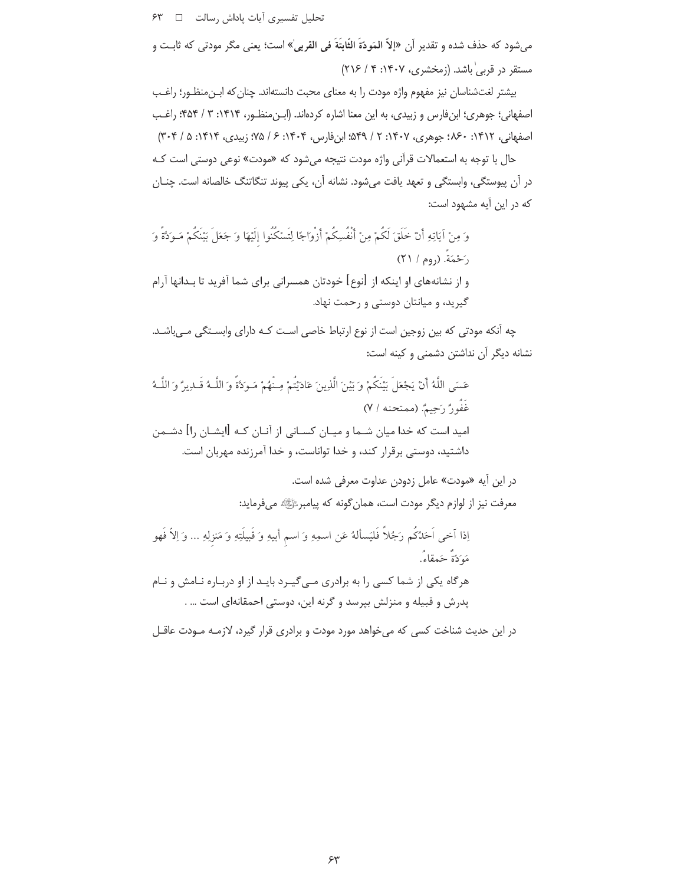می‌شود که حذف شده و تقدیر آن «**إلاّ المَودّةَ الثّابتَةَ فی القربی**» است؛ یعنی مگر مودتی که ثابت و مستقر در قربی باشد. (زمخشری، ۱۴۰۷: ۴ / ۲۱۶)

بیشتر لغت‌شناسان نیز مفهوم واژه مودت را به معنای محبت دانسته‌اند. چنان‌که ابن‌منظور؛ راغب اصفهانی؛ جوهری؛ ابن‌فارس و زبیدی، به این معنا اشاره کرده‌اند. (ابن‌منظور، ۱۴۱۴: ۳ / ۴۵۴؛ راغب اصفهانی، ۱۴۱۲: ۸۶۰؛ جوهری، ۱۴۰۷: ۲ / ۵۴۹؛ ابن‌فارس، ۱۴۰۴: ۶ / ۷۵؛ زبیدی، ۱۴۱۴: ۵ / ۳۰۴)

حال با توجه به استعمالات قرآنی واژه مودت نتیجه می‌شود که «مودت» نوعی دوستی است که در آن پیوستگی، وابستگی و تعهد یافت می‌شود. نشانه آن، یکی پیوند تنگاتنگ خالصانه است. چنان که در این آیه مشهود است:

> وَ مِنْ آيَاتِهِ أَنْ خَلَقَ لَكُمْ مِنْ أَنْفُسِكُمْ أَزْوَاجًا لِتَسْكُنُوا إِلَيْهَا وَ جَعَلَ بَيْنَكُمْ مَوَدَّةً وَ رَحْمَةً. (روم / ۲۱)
>
> و از نشانه‌های او اینکه از [نوع] خودتان همسرانی برای شما آفرید تا بدانها آرام گیرید، و میانتان دوستی و رحمت نهاد.

چه آنکه مودتی که بین زوجین است از نوع ارتباط خاصی است که دارای وابستگی می‌باشد. نشانه دیگر آن نداشتن دشمنی و کینه است:

> عَسَى اللَّهُ أَنْ يَجْعَلَ بَيْنَكُمْ وَ بَيْنَ الَّذِينَ عَادَيْتُمْ مِنْهُمْ مَوَدَّةً وَ اللَّهُ قَدِيرٌ وَ اللَّهُ غَفُورٌ رَحِيمٌ. (ممتحنه / ۷)
>
> امید است که خدا میان شما و میان کسانی از آنان که [ایشان را] دشمن داشتید، دوستی برقرار کند، و خدا تواناست، و خدا آمرزنده مهربان است.

در این آیه «مودت» عامل زدودن عداوت معرفی شده است.

معرفت نیز از لوازم دیگر مودت است، همان‌گونه که پیامبر ﷺ می‌فرماید:

> اِذا آخی اَحَدُکُم رَجُلاً فَلیَسأَلهُ عَن اسمِهِ وَ اسمِ أبیهِ وَ قَبیلَتِهِ وَ مَنزِلِهِ ... وَ اِلاّ فَهو مَوَدَّةٌ حَمقاءُ.
>
> هرگاه یکی از شما کسی را به برادری می‌گیرد باید از او درباره نامش و نام پدرش و قبیله و منزلش بپرسد و گرنه این، دوستی احمقانه‌ای است ... .

در این حدیث شناخت کسی که می‌خواهد مورد مودت و برادری قرار گیرد، لازمه مودت عاقل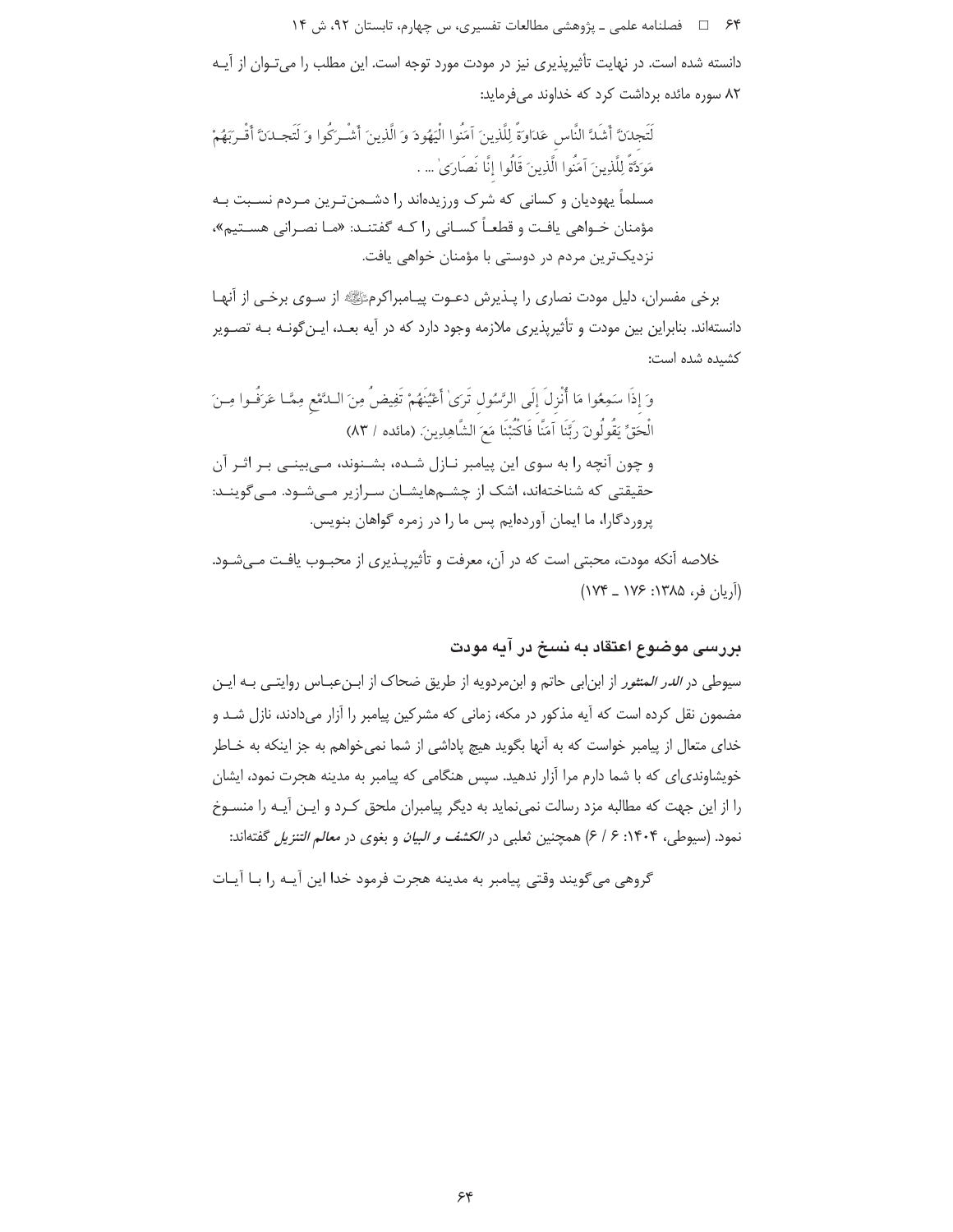دانسته شده است. در نهایت تأثیرپذیری نیز در مودت مورد توجه است. این مطلب را می‌توان از آیه ۸۲ سوره مائده برداشت کرد که خداوند می‌فرماید:

> لَتَجِدَنَّ أَشَدَّ النَّاسِ عَدَاوَةً لِلَّذِينَ آمَنُوا الْيَهُودَ وَ الَّذِينَ أَشْرَكُوا وَ لَتَجِدَنَّ أَقْرَبَهُمْ مَوَدَّةً لِلَّذِينَ آمَنُوا الَّذِينَ قَالُوا إِنَّا نَصَارَىٰ ... .
>
> مسلماً یهودیان و کسانی که شرک ورزیده‌اند را دشمن‌ترین مردم نسبت به مؤمنان خواهی یافت و قطعاً کسانی را که گفتند: «ما نصرانی هستیم»، نزدیک‌ترین مردم در دوستی با مؤمنان خواهی یافت.

برخی مفسران، دلیل مودت نصاری را پذیرش دعوت پیامبراکرم ﷺ از سوی برخی از آنها دانسته‌اند. بنابراین بین مودت و تأثیرپذیری ملازمه وجود دارد که در آیه بعد، این‌گونه به تصویر کشیده شده است:

> وَ إِذَا سَمِعُوا مَا أُنْزِلَ إِلَى الرَّسُولِ تَرَىٰ أَعْيُنَهُمْ تَفِيضُ مِنَ الدَّمْعِ مِمَّا عَرَفُوا مِنَ الْحَقِّ يَقُولُونَ رَبَّنَا آمَنَّا فَاكْتُبْنَا مَعَ الشَّاهِدِينَ. (مائده / ۸۳)
>
> و چون آنچه را به سوی این پیامبر نازل شده، بشنوند، می‌بینی بر اثر آن حقیقتی که شناخته‌اند، اشک از چشم‌هایشان سرازیر می‌شود. می‌گویند: پروردگارا، ما ایمان آورده‌ایم پس ما را در زمره گواهان بنویس.

خلاصه آنکه مودت، محبتی است که در آن، معرفت و تأثیرپذیری از محبوب یافت می‌شود. (آریان فر، ۱۳۸۵: ۱۷۶ ـ ۱۷۴)

## بررسی موضوع اعتقاد به نسخ در آیه مودت

سیوطی در *الدر المنثور* از ابن‌ابی حاتم و ابن‌مردویه از طریق ضحاک از ابن‌عباس روایتی به این مضمون نقل کرده است که آیه مذکور در مکه، زمانی که مشرکین پیامبر را آزار می‌دادند، نازل شد و خدای متعال از پیامبر خواست که به آنها بگوید هیچ پاداشی از شما نمی‌خواهم به جز اینکه به خاطر خویشاوندی‌ای که با شما دارم مرا آزار ندهید. سپس هنگامی که پیامبر به مدینه هجرت نمود، ایشان را از این جهت که مطالبه مزد رسالت نمی‌نماید به دیگر پیامبران ملحق کرد و این آیه را منسوخ نمود. (سیوطی، ۱۴۰۴: ۶ / ۶) همچنین ثعلبی در *الکشف و البیان* و بغوی در *معالم التنزیل* گفته‌اند:

گروهی می‌گویند وقتی پیامبر به مدینه هجرت فرمود خدا این آیه را با آیات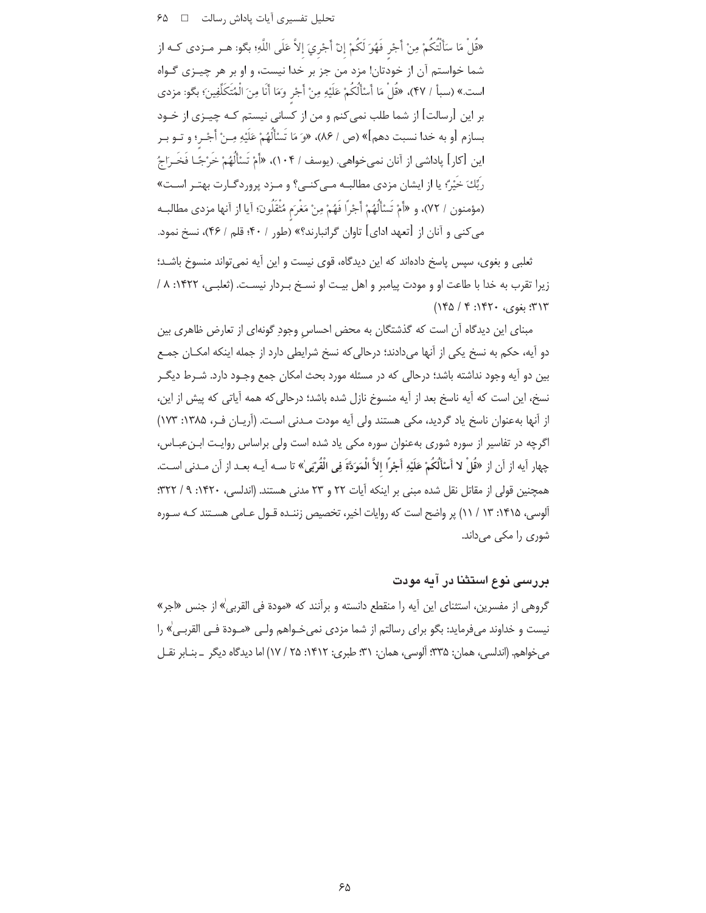«قُلْ مَا سَأَلْتُكُمْ مِنْ أَجْرٍ فَهُوَ لَكُمْ إِنْ أَجْرِيَ إِلاَّ عَلَى اللَّهِ؛ بگو: هر مزدی که از شما خواستم آن از خودتان! مزد من جز بر خدا نیست، و او بر هر چیزی گواه است.» (سبأ / ۴۷)، «قُلْ مَا أَسْأَلُكُمْ عَلَيْهِ مِنْ أَجْرٍ وَمَا أَنَا مِنَ الْمُتَكَلِّفِينَ؛ بگو: مزدی بر این [رسالت] از شما طلب نمی‌کنم و من از کسانی نیستم که چیزی از خود بسازم [و به خدا نسبت دهم]» (ص / ۸۶)، «وَ مَا تَسْأَلُهُمْ عَلَيْهِ مِنْ أَجْرٍ؛ و تو بر این [کار] پاداشی از آنان نمی‌خواهی. (یوسف / ۱۰۴)، «أَمْ تَسْأَلُهُمْ خَرْجًا فَخَرَاجُ رَبِّكَ خَيْرٌ؛ یا از ایشان مزدی مطالبه می‌کنی؟ و مزد پروردگارت بهتر است» (مؤمنون / ۷۲)، و «أَمْ تَسْأَلُهُمْ أَجْرًا فَهُمْ مِنْ مَغْرَمٍ مُثْقَلُونَ؛ آیا از آنها مزدی مطالبه می‌کنی و آنان از [تعهد ادای] تاوان گرانبارند؟» (طور / ۴۰؛ قلم / ۴۶)، نسخ نمود.

ثعلبی و بغوی، سپس پاسخ داده‌اند که این دیدگاه، قوی نیست و این آیه نمی‌تواند منسوخ باشد؛ زیرا تقرب به خدا با طاعت او و مودت پیامبر و اهل بیت او نسخ بردار نیست. (ثعلبی، ۱۴۲۲: ۸ / ۳۱۳؛ بغوی، ۱۴۲۰: ۴ / ۱۴۵)

مبنای این دیدگاه آن است که گذشتگان به محض احساس وجودِ گونه‌ای از تعارض ظاهری بین دو آیه، حکم به نسخ یکی از آنها می‌دادند؛ درحالی‌که نسخ شرایطی دارد از جمله اینکه امکان جمع بین دو آیه وجود نداشته باشد؛ درحالی که در مسئله مورد بحث امکان جمع وجود دارد. شرط دیگر نسخ، این است که آیه ناسخ بعد از آیه منسوخ نازل شده باشد؛ درحالی‌که همه آیاتی که پیش از این، از آنها به‌عنوان ناسخ یاد گردید، مکی هستند ولی آیه مودت مدنی است. (آریان فر، ۱۳۸۵: ۱۷۳) اگرچه در تفاسیر از سوره شوری به‌عنوان سوره مکی یاد شده است ولی براساس روایت ابن‌عباس، چهار آیه از آن از «قُلْ لا أَسْأَلُكُمْ عَلَيْهِ أَجْرًا إِلاَّ الْمَوَدَّةَ فِي الْقُرْبَىٰ» تا سه آیه بعد از آن مدنی است. همچنین قولی از مقاتل نقل شده مبنی بر اینکه آیات ۲۲ و ۲۳ مدنی هستند. (اندلسی، ۱۴۲۰: ۹ / ۳۲۲؛ آلوسی، ۱۴۱۵: ۱۳ / ۱۱) پر واضح است که روایات اخیر، تخصیص زننده قول عامی هستند که سوره شوری را مکی می‌داند.

## بررسی نوع استثنا در آیه مودت

گروهی از مفسرین، استثنای این آیه را منقطع دانسته و برآنند که «مودة فی القربیٰ» از جنس «اجر» نیست و خداوند می‌فرماید: بگو برای رسالتم از شما مزدی نمی‌خواهم ولی «مودة فی القربیٰ» را می‌خواهم. (اندلسی، همان: ۳۳۵؛ آلوسی، همان: ۳۱؛ طبری: ۱۴۱۲: ۲۵ / ۱۷) اما دیدگاه دیگر ـ بنابر نقل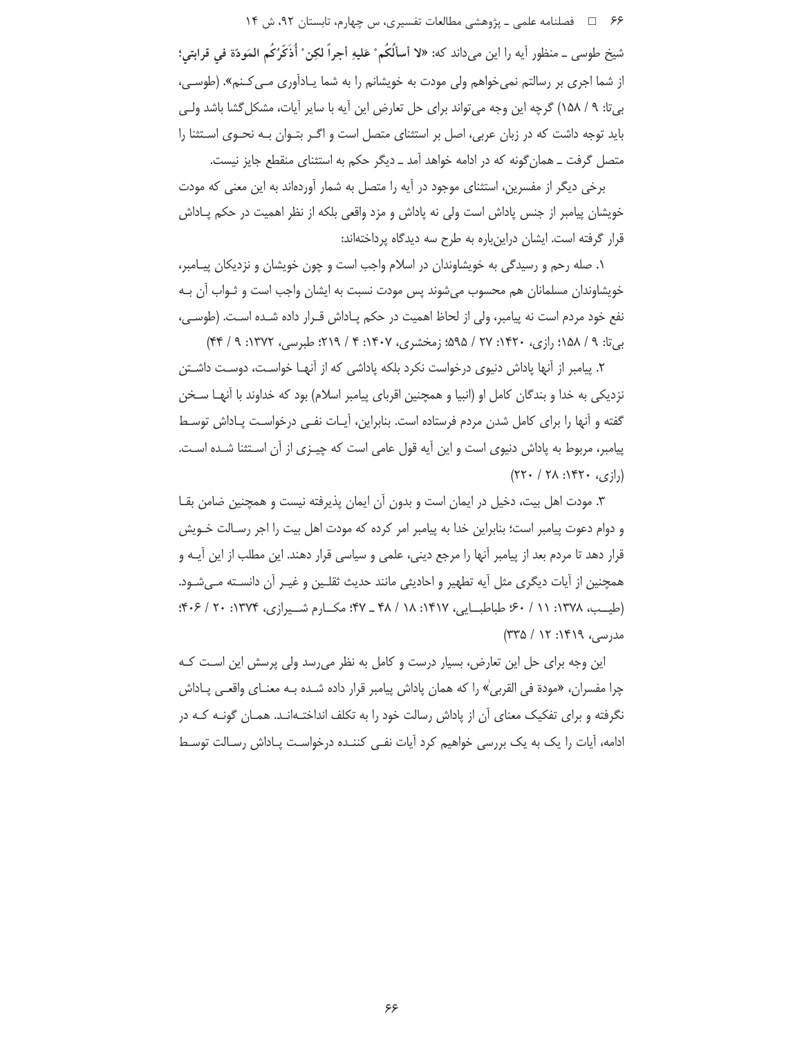شیخ طوسی ـ منظور آیه را این می‌داند که: «**لا أسألُکُم ْ علیهِ أجراً لکِن ْ أُذَکِّرُکُم المَودّة في قرابتي**؛ از شما اجری بر رسالتم نمی‌خواهم ولی مودت به خویشانم را به شما یـادآوری مـی‌کـنم». (طوسـی، بی‌تا: ۹ / ۱۵۸) گرچه این وجه می‌تواند برای حل تعارض این آیه با سایر آیات، مشکل‌گشا باشد ولـی باید توجه داشت که در زبان عربی، اصل بر استثنای متصل است و اگـر بتـوان بـه نحـوی اسـتثنا را متصل گرفت ـ همان‌گونه که در ادامه خواهد آمد ـ دیگر حکم به استثنای منقطع جایز نیست.

برخی دیگر از مفسرین، استثنای موجود در آیه را متصل به شمار آورده‌اند به این معنی که مودت خویشان پیامبر از جنس پاداش است ولی نه پاداش و مزد واقعی بلکه از نظر اهمیت در حکم پـاداش قرار گرفته است. ایشان دراین‌باره به طرح سه دیدگاه پرداخته‌اند:

۱. صله رحم و رسیدگی به خویشاوندان در اسلام واجب است و چون خویشان و نزدیکان پیـامبر، خویشاوندان مسلمانان هم محسوب می‌شوند پس مودت نسبت به ایشان واجب است و ثـواب آن بـه نفع خود مردم است نه پیامبر، ولی از لحاظ اهمیت در حکم پـاداش قـرار داده شـده اسـت. (طوسـی، بی‌تا: ۹ / ۱۵۸؛ رازی، ۱۴۲۰: ۲۷ / ۵۹۵؛ زمخشری، ۱۴۰۷: ۴ / ۲۱۹؛ طبرسی، ۱۳۷۲: ۹ / ۴۴)

۲. پیامبر از آنها پاداش دنیوی درخواست نکرد بلکه پاداشی که از آنهـا خواسـت، دوسـت داشـتن نزدیکی به خدا و بندگان کامل او (انبیا و همچنین اقربای پیامبر اسلام) بود که خداوند با آنهـا سـخن گفته و آنها را برای کامل شدن مردم فرستاده است. بنابراین، آیـات نفـی درخواسـت پـاداش توسـط پیامبر، مربوط به پاداش دنیوی است و این آیه قول عامی است که چیـزی از آن اسـتثنا شـده اسـت. (رازی، ۱۴۲۰: ۲۸ / ۲۲۰)

۳. مودت اهل بیت، دخیل در ایمان است و بدون آن ایمان پذیرفته نیست و همچنین ضامن بقـا و دوام دعوت پیامبر است؛ بنابراین خدا به پیامبر امر کرده که مودت اهل بیت را اجر رسـالت خـویش قرار دهد تا مردم بعد از پیامبر آنها را مرجع دینی، علمی و سیاسی قرار دهند. این مطلب از این آیـه و همچنین از آیات دیگری مثل آیه تطهیر و احادیثی مانند حدیث ثقلـین و غیـر آن دانسـته مـی‌شـود. (طیـب، ۱۳۷۸: ۱۱ / ۶۰؛ طباطبـایی، ۱۴۱۷: ۱۸ / ۴۸ ـ ۴۷؛ مکـارم شـیرازی، ۱۳۷۴: ۲۰ / ۴۰۶؛ مدرسی، ۱۴۱۹: ۱۲ / ۳۳۵)

این وجه برای حل این تعارض، بسیار درست و کامل به نظر می‌رسد ولی پرسش این اسـت کـه چرا مفسران، «مودة فی القربی» را که همان پاداش پیامبر قرار داده شـده بـه معنـای واقعـی پـاداش نگرفته و برای تفکیک معنای آن از پاداش رسالت خود را به تکلف انداختـه‌انـد. همـان گونـه کـه در ادامه، آیات را یک به یک بررسی خواهیم کرد آیات نفـی کننـده درخواسـت پـاداش رسـالت توسـط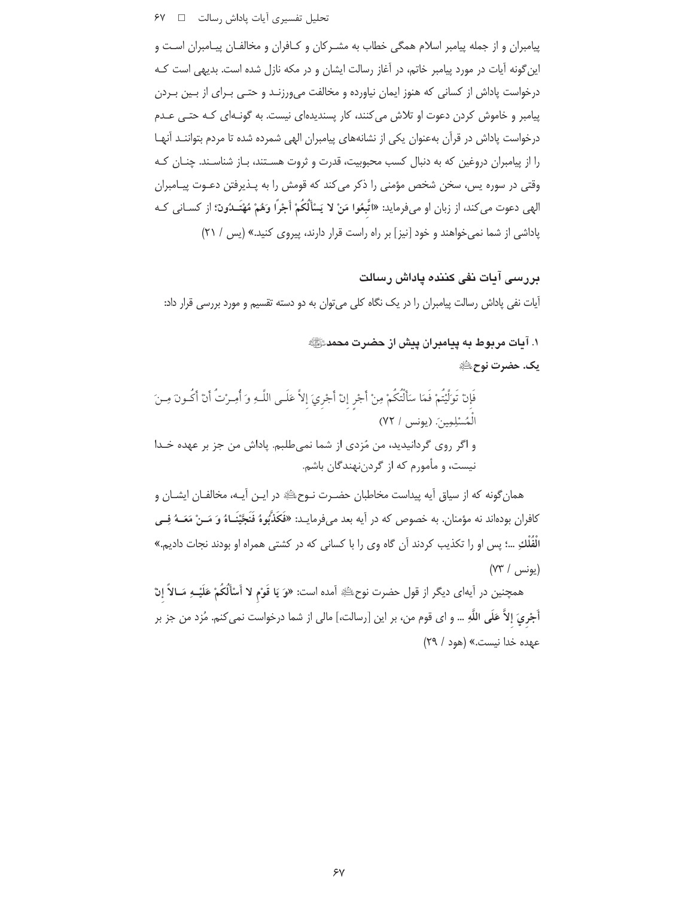پیامبران و از جمله پیامبر اسلام همگی خطاب به مشرکان و کافران و مخالفان پیامبران است و این‌گونه آیات در مورد پیامبر خاتم، در آغاز رسالت ایشان و در مکه نازل شده است. بدیهی است که درخواست پاداش از کسانی که هنوز ایمان نیاورده و مخالفت می‌ورزند و حتی برای از بین بردن پیامبر و خاموش کردن دعوت او تلاش می‌کنند، کار پسندیده‌ای نیست. به گونه‌ای که حتی عدم درخواست پاداش در قرآن به‌عنوان یکی از نشانه‌های پیامبران الهی شمرده شده تا مردم بتوانند آنها را از پیامبران دروغین که به دنبال کسب محبوبیت، قدرت و ثروت هستند، باز شناسند. چنان که وقتی در سوره یس، سخن شخص مؤمنی را ذکر می‌کند که قومش را به پذیرفتن دعوت پیامبران الهی دعوت می‌کند، از زبان او می‌فرماید: «**اتَّبِعُوا مَنْ لا يَسْأَلُكُمْ أَجْرًا وَهُمْ مُهْتَدُونَ**؛ از کسانی که پاداشی از شما نمی‌خواهند و خود [نیز] بر راه راست قرار دارند، پیروی کنید.» (یس / ۲۱)

## بررسی آیات نفی کننده پاداش رسالت

آیات نفی پاداش رسالت پیامبران را در یک نگاه کلی می‌توان به دو دسته تقسیم و مورد بررسی قرار داد:

### ۱. آیات مربوط به پیامبران پیش از حضرت محمد ﷺ

#### یک. حضرت نوح ﷺ

> فَإِنْ تَوَلَّيْتُمْ فَمَا سَأَلْتُكُمْ مِنْ أَجْرٍ إِنْ أَجْرِيَ إِلاَّ عَلَى اللَّهِ وَ أُمِرْتُ أَنْ أَكُونَ مِنَ الْمُسْلِمِينَ. (یونس / ۷۲)
>
> و اگر روی گردانیدید، من مُزدی از شما نمی‌طلبم. پاداش من جز بر عهده خدا نیست، و مأمورم که از گردن‌نهندگان باشم.

همان‌گونه که از سیاق آیه پیداست مخاطبان حضرت نوح ﷺ در این آیه، مخالفان ایشان و کافران بوده‌اند نه مؤمنان. به خصوص که در آیه بعد می‌فرماید: «**فَكَذَّبُوهُ فَنَجَّيْنَاهُ وَ مَنْ مَعَهُ فِي الْفُلْكِ** ...؛ پس او را تکذیب کردند آن گاه وی را با کسانی که در کشتی همراه او بودند نجات دادیم.» (یونس / ۷۳)

همچنین در آیه‌ای دیگر از قول حضرت نوح ﷺ آمده است: «**وَ يَا قَوْمِ لا أَسْأَلُكُمْ عَلَيْهِ مَالاً إِنْ أَجْرِيَ إِلاَّ عَلَى اللَّهِ** ... و ای قوم من، بر این [رسالت،] مالی از شما درخواست نمی‌کنم. مُزد من جز بر عهده خدا نیست.» (هود / ۲۹)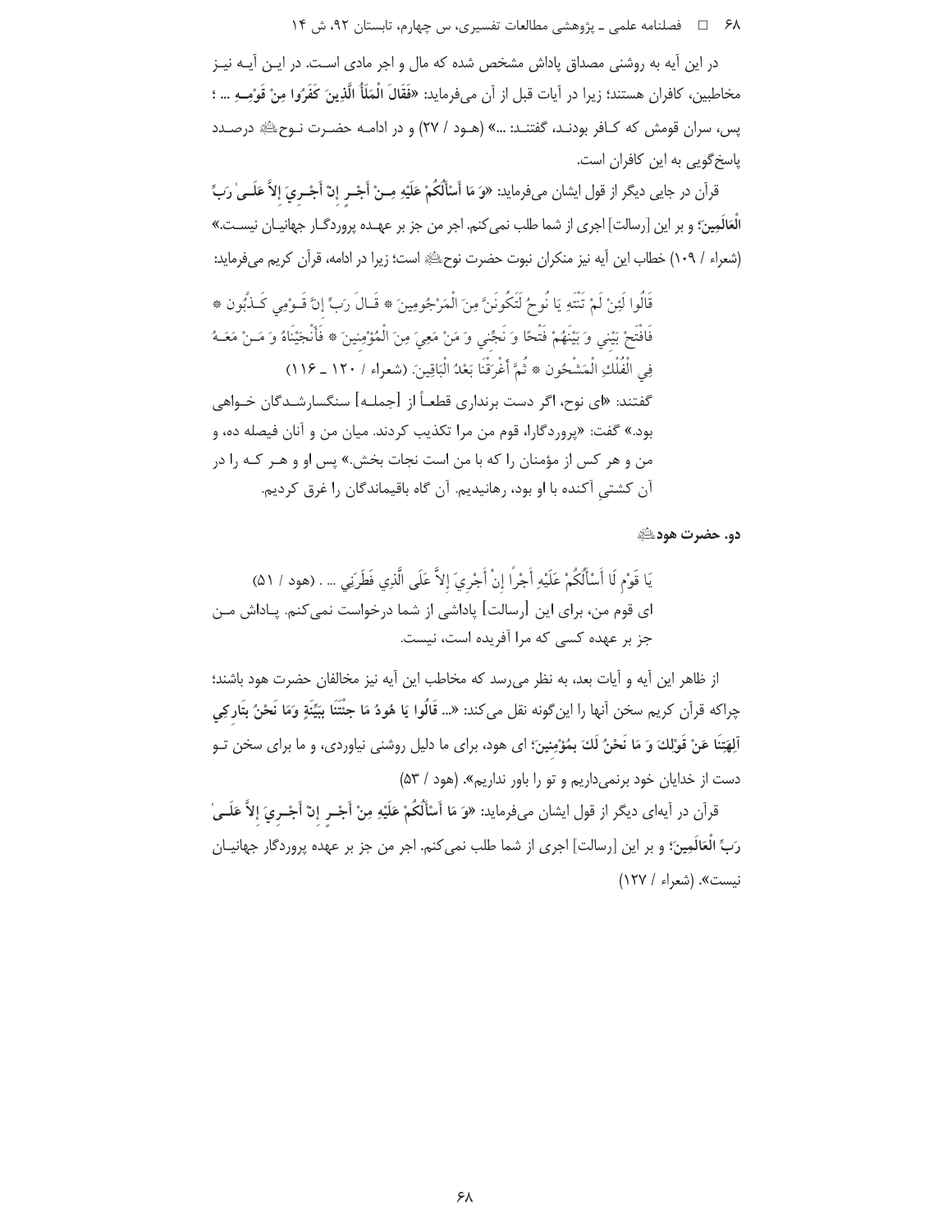در این آیه به روشنی مصداق پاداش مشخص شده که مال و اجر مادی است. در این آیـه نیـز مخاطبین، کافران هستند؛ زیرا در آیات قبل از آن می‌فرماید: «**فَقَالَ الْمَلَأُ الَّذِينَ كَفَرُوا مِنْ قَوْمِهِ** ... ؛ پس، سران قومش که کـافر بودنـد، گفتنـد: ...» (هـود / ۲۷) و در ادامـه حضـرت نـوح‌ﷺ درصـدد پاسخ‌گویی به این کافران است.

قرآن در جایی دیگر از قول ایشان می‌فرماید: «**وَ مَا أَسْأَلُكُمْ عَلَيْهِ مِنْ أَجْرٍ إِنْ أَجْرِيَ إِلاَّ عَلَى رَبِّ الْعَالَمِينَ**؛ و بر این [رسالت] اجری از شما طلب نمی‌کنم. اجر من جز بر عهـده پروردگـار جهانیـان نیسـت.» (شعراء / ۱۰۹) خطاب این آیه نیز منکران نبوت حضرت نوحﷺ است؛ زیرا در ادامه، قرآن کریم می‌فرماید:

> قَالُوا لَئِنْ لَمْ تَنْتَهِ يَا نُوحُ لَتَكُونَنَّ مِنَ الْمَرْجُومِينَ * قَالَ رَبِّ إِنَّ قَوْمِي كَذَّبُون * فَافْتَحْ بَيْنِي وَ بَيْنَهُمْ فَتْحًا وَ نَجِّنِي وَ مَنْ مَعِيَ مِنَ الْمُؤْمِنِينَ * فَأَنْجَيْنَاهُ وَ مَنْ مَعَهُ فِي الْفُلْكِ الْمَشْحُون * ثُمَّ أَغْرَقْنَا بَعْدُ الْبَاقِينَ. (شعراء / ۱۲۰ ـ ۱۱۶)
>
> گفتند: «ای نوح، اگر دست برنداری قطعاً از [جملـه] سنگسارشـدگان خـواهی بود.» گفت: «پروردگارا، قوم من مرا تکذیب کردند. میان من و آنان فیصله ده، و من و هر کس از مؤمنان را که با من است نجات بخش.» پس او و هـر کـه را در آن کشتیِ آکنده با او بود، رهانیدیم. آن گاه باقیماندگان را غرق کردیم.

### دو. حضرت هودﷺ

> يَا قَوْمِ لَا أَسْأَلُكُمْ عَلَيْهِ أَجْرًا إِنْ أَجْرِيَ إِلاَّ عَلَى الَّذِي فَطَرَنِي ... . (هود / ۵۱)
>
> ای قوم من، برای این [رسالت] پاداشی از شما درخواست نمی‌کنم. پـاداش مـن جز بر عهده کسی که مرا آفریده است، نیست.

از ظاهر این آیه و آیات بعد، به نظر می‌رسد که مخاطب این آیه نیز مخالفان حضرت هود باشند؛ چراکه قرآن کریم سخن آنها را این‌گونه نقل می‌کند: «... **قَالُوا يَا هُودُ مَا جِئْتَنَا بِبَيِّنَةٍ وَمَا نَحْنُ بِتَارِكِي آلِهَتِنَا عَنْ قَوْلِكَ وَ مَا نَحْنُ لَكَ بِمُؤْمِنِينَ**؛ ای هود، برای ما دلیل روشنی نیاوردی، و ما برای سخن تـو دست از خدایان خود برنمی‌داریم و تو را باور نداریم». (هود / ۵۳)

قرآن در آیه‌ای دیگر از قول ایشان می‌فرماید: «**وَ مَا أَسْأَلُكُمْ عَلَيْهِ مِنْ أَجْرٍ إِنْ أَجْرِيَ إِلاَّ عَلَى رَبِّ الْعَالَمِينَ**؛ و بر این [رسالت] اجری از شما طلب نمی‌کنم. اجر من جز بر عهده پروردگار جهانیـان نیست». (شعراء / ۱۲۷)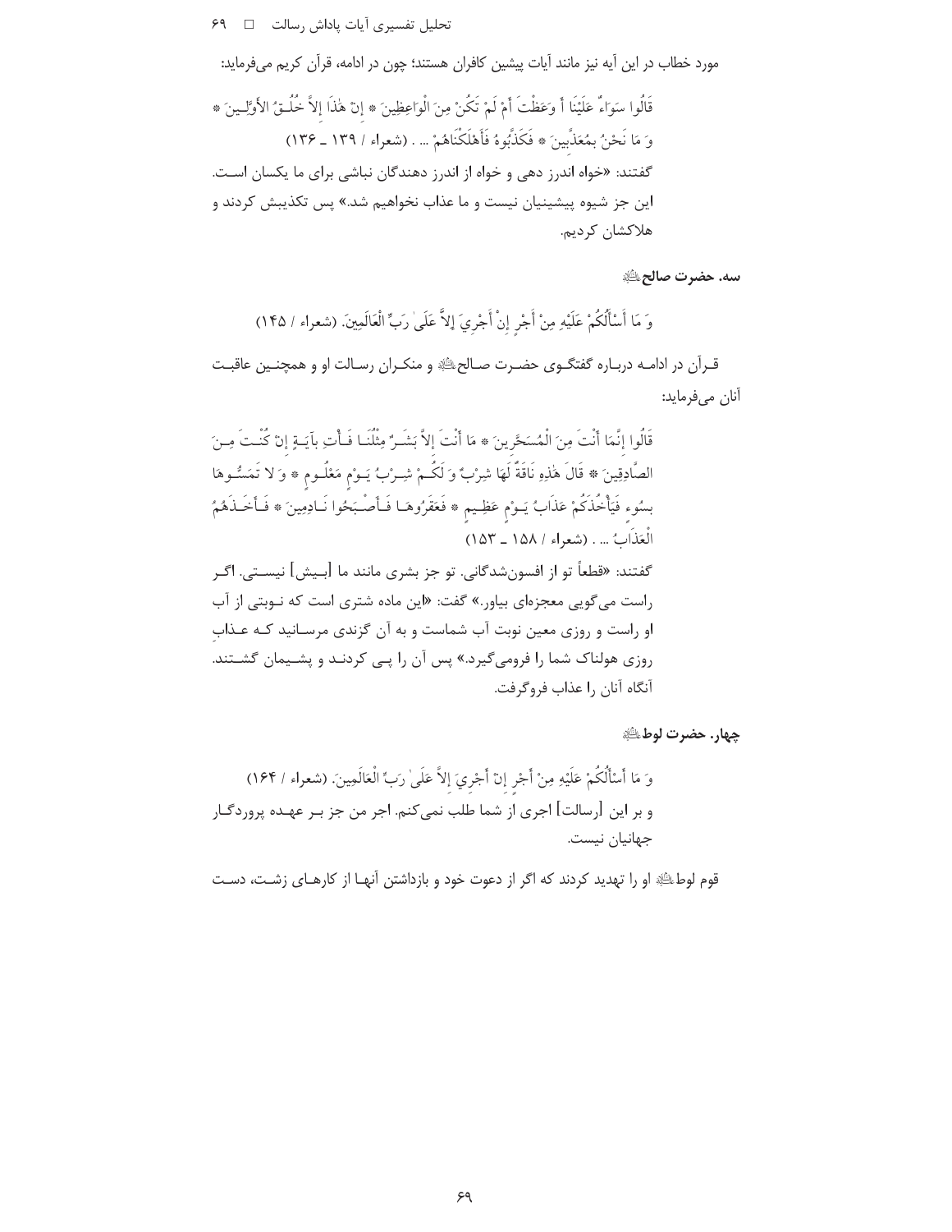مورد خطاب در این آیه نیز مانند آیات پیشین کافران هستند؛ چون در ادامه، قرآن کریم می‌فرماید:

قَالُوا سَوَاءٌ عَلَيْنَا أَ وَعَظْتَ أَمْ لَمْ تَكُنْ مِنَ الْوَاعِظِينَ * إِنْ هٰذَا إِلاَّ خُلُقُ الأَوَّلِينَ * وَ مَا نَحْنُ بِمُعَذَّبِينَ * فَكَذَّبُوهُ فَأَهْلَكْنَاهُمْ ... . (شعراء / ۱۳۹ ـ ۱۳۶)

گفتند: «خواه اندرز دهی و خواه از اندرز دهندگان نباشی برای ما یکسان است. این جز شیوه پیشینیان نیست و ما عذاب نخواهیم شد.» پس تکذیبش کردند و هلاکشان کردیم.

### سه. حضرت صالح

وَ مَا أَسْأَلُكُمْ عَلَيْهِ مِنْ أَجْرٍ إِنْ أَجْرِيَ إِلاَّ عَلَىٰ رَبِّ الْعَالَمِينَ. (شعراء / ۱۴۵)

قرآن در ادامه درباره گفتگوی حضرت صالح و منکران رسالت او و همچنین عاقبت آنان می‌فرماید:

قَالُوا إِنَّمَا أَنْتَ مِنَ الْمُسَحَّرِينَ * مَا أَنْتَ إِلاَّ بَشَرٌ مِثْلُنَا فَأْتِ بِآيَةٍ إِنْ كُنْتَ مِنَ الصَّادِقِينَ * قَالَ هٰذِهِ نَاقَةٌ لَهَا شِرْبٌ وَ لَكُمْ شِرْبُ يَوْمٍ مَعْلُومٍ * وَ لا تَمَسُّوهَا بِسُوءٍ فَيَأْخُذَكُمْ عَذَابُ يَوْمٍ عَظِيمٍ * فَعَقَرُوهَا فَأَصْبَحُوا نَادِمِينَ * فَأَخَذَهُمُ الْعَذَابُ ... . (شعراء / ۱۵۸ ـ ۱۵۳)

گفتند: «قطعاً تو از افسون‌شدگانی. تو جز بشری مانند ما [بیش] نیستی. اگر راست می‌گویی معجزه‌ای بیاور.» گفت: «این ماده شتری است که نوبتی از آب او راست و روزی معین نوبت آب شماست و به آن گزندی مرسانید که عذاب روزی هولناک شما را فرومی‌گیرد.» پس آن را پی کردند و پشیمان گشتند. آنگاه آنان را عذاب فروگرفت.

### چهار. حضرت لوط

وَ مَا أَسْأَلُكُمْ عَلَيْهِ مِنْ أَجْرٍ إِنْ أَجْرِيَ إِلاَّ عَلَىٰ رَبِّ الْعَالَمِينَ. (شعراء / ۱۶۴)

و بر این [رسالت] اجری از شما طلب نمی‌کنم. اجر من جز بر عهده پروردگار جهانیان نیست.

قوم لوط او را تهدید کردند که اگر از دعوت خود و بازداشتن آنها از کارهای زشت، دست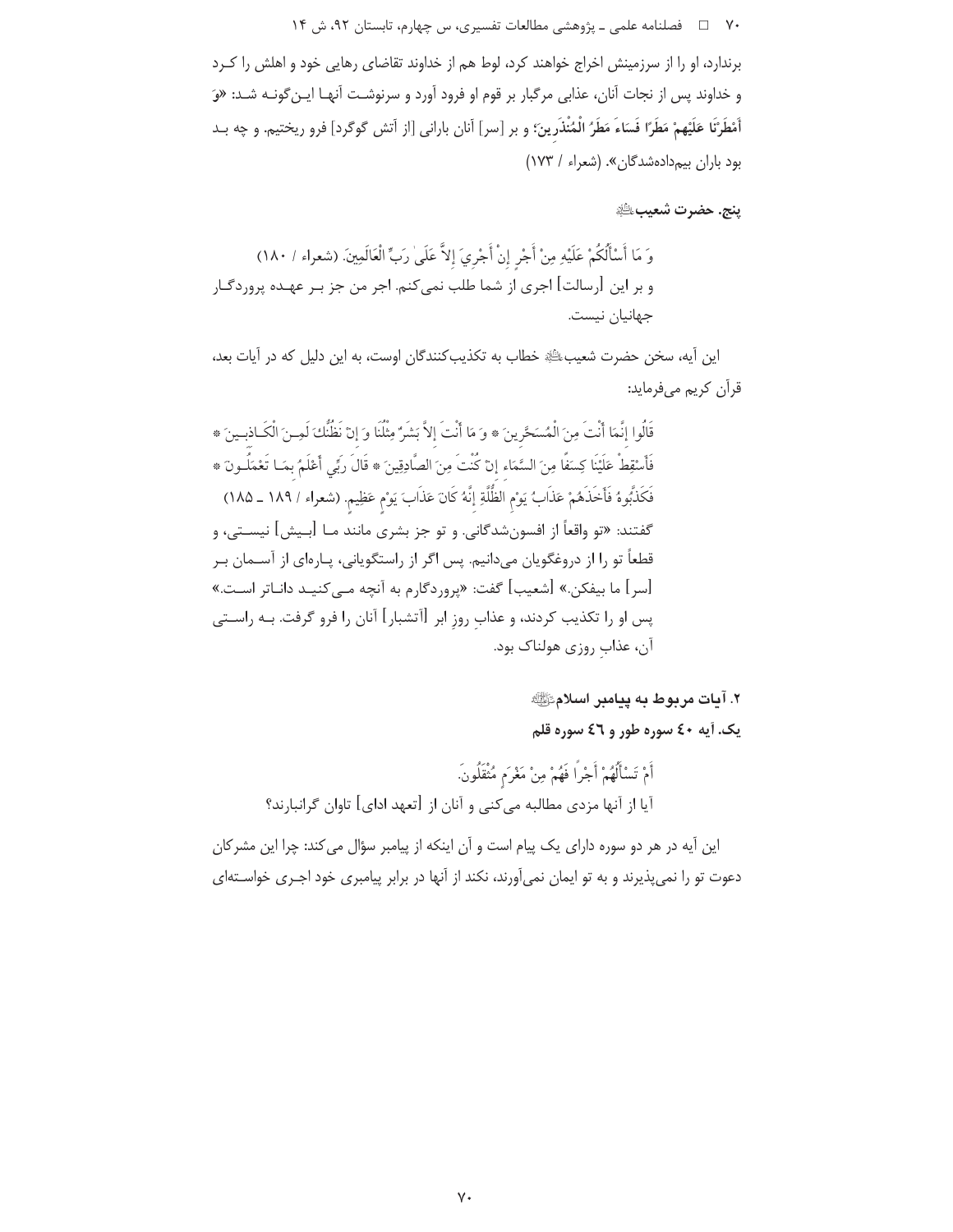برندارد، او را از سرزمینش اخراج خواهند کرد، لوط هم از خداوند تقاضای رهایی خود و اهلش را کرد و خداوند پس از نجات آنان، عذابی مرگبار بر قوم او فرود آورد و سرنوشت آنها این‌گونه شد: «وَ أَمْطَرْنَا عَلَيْهِمْ مَطَرًا فَسَاءَ مَطَرُ الْمُنْذَرِينَ؛ و بر [سر] آنان بارانی [از آتش گوگرد] فرو ریختیم. و چه بد بود باران بیم‌داده‌شدگان». (شعراء / ۱۷۳)

### پنج. حضرت شعیب ؑ

وَ مَا أَسْأَلُكُمْ عَلَيْهِ مِنْ أَجْرٍ إِنْ أَجْرِيَ إِلاَّ عَلَىٰ رَبِّ الْعَالَمِينَ. (شعراء / ۱۸۰)
و بر این [رسالت] اجری از شما طلب نمی‌کنم. اجر من جز بر عهده پروردگار جهانیان نیست.

این آیه، سخن حضرت شعیب ؑ خطاب به تکذیب‌کنندگان اوست، به این دلیل که در آیات بعد، قرآن کریم می‌فرماید:

قَالُوا إِنَّمَا أَنْتَ مِنَ الْمُسَحَّرِينَ * وَ مَا أَنْتَ إِلاَّ بَشَرٌ مِثْلُنَا وَ إِنْ نَظُنُّكَ لَمِنَ الْكَاذِبِينَ * فَأَسْقِطْ عَلَيْنَا كِسَفًا مِنَ السَّمَاءِ إِنْ كُنْتَ مِنَ الصَّادِقِينَ * قَالَ رَبِّي أَعْلَمُ بِمَا تَعْمَلُونَ * فَكَذَّبُوهُ فَأَخَذَهُمْ عَذَابُ يَوْمِ الظُّلَّةِ إِنَّهُ كَانَ عَذَابَ يَوْمٍ عَظِيمٍ. (شعراء / ۱۸۹ ـ ۱۸۵)
گفتند: «تو واقعاً از افسون‌شدگانی. و تو جز بشری مانند ما [بیش] نیستی، و قطعاً تو را از دروغگویان می‌دانیم. پس اگر از راستگویانی، پاره‌ای از آسمان بر [سر] ما بیفکن.» [شعیب] گفت: «پروردگارم به آنچه می‌کنید داناتر است.» پس او را تکذیب کردند، و عذاب روز ابر [آتشبار] آنان را فرو گرفت. به راستی آن، عذاب روزی هولناک بود.

## ۲. آیات مربوط به پیامبر اسلام ﷺ

### یک. آیه ٤٠ سوره طور و ٤٦ سوره قلم

أَمْ تَسْأَلُهُمْ أَجْرًا فَهُمْ مِنْ مَغْرَمٍ مُثْقَلُونَ.
آیا از آنها مزدی مطالبه می‌کنی و آنان از [تعهد ادای] تاوان گرانبارند؟

این آیه در هر دو سوره دارای یک پیام است و آن اینکه از پیامبر سؤال می‌کند: چرا این مشرکان دعوت تو را نمی‌پذیرند و به تو ایمان نمی‌آورند، نکند از آنها در برابر پیامبری خود اجری خواسته‌ای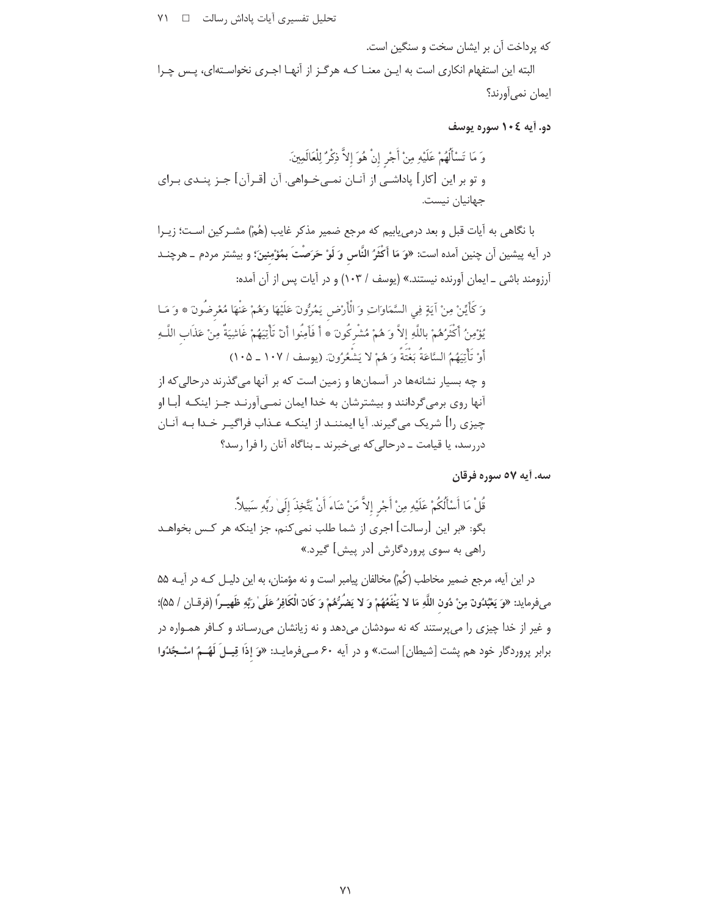که پرداخت آن بر ایشان سخت و سنگین است.

البته این استفهام انکاری است به این معنا که هرگز از آنها اجری نخواسته‌ای، پس چرا ایمان نمی‌آورند؟

### دو. آیه ۱۰۴ سوره یوسف

وَ مَا تَسْأَلُهُمْ عَلَيْهِ مِنْ أَجْرٍ إِنْ هُوَ إِلاَّ ذِكْرٌ لِلْعَالَمِينَ.

و تو بر این [کار] پاداشی از آنان نمی‌خواهی. آن [قرآن] جز پندی برای جهانیان نیست.

با نگاهی به آیات قبل و بعد درمی‌یابیم که مرجع ضمیر مذکر غایب (هُمْ) مشرکین است؛ زیرا در آیه پیشین آن چنین آمده است: «**وَ مَا أَكْثَرُ النَّاسِ وَ لَوْ حَرَصْتَ بِمُؤْمِنِينَ**؛ و بیشتر مردم ـ هرچند آرزومند باشی ـ ایمان آورنده نیستند.» (یوسف / ۱۰۳) و در آیات پس از آن آمده:

وَ كَأَيِّنْ مِنْ آيَةٍ فِي السَّمَاوَاتِ وَ الْأَرْضِ يَمُرُّونَ عَلَيْهَا وَهُمْ عَنْهَا مُعْرِضُونَ * وَ مَا يُؤْمِنُ أَكْثَرُهُمْ بِاللَّهِ إِلاَّ وَ هُمْ مُشْرِكُونَ * أَ فَأَمِنُوا أَنْ تَأْتِيَهُمْ غَاشِيَةٌ مِنْ عَذَابِ اللَّهِ أَوْ تَأْتِيَهُمُ السَّاعَةُ بَغْتَةً وَ هُمْ لا يَشْعُرُونَ. (یوسف / ۱۰۷ ـ ۱۰۵)

و چه بسیار نشانه‌ها در آسمان‌ها و زمین است که بر آنها می‌گذرند درحالی‌که از آنها روی برمی‌گردانند و بیشترشان به خدا ایمان نمی‌آورند جز اینکه [با او چیزی را] شریک می‌گیرند. آیا ایمنند از اینکه عذاب فراگیر خدا به آنان دررسد، یا قیامت ـ درحالی‌که بی‌خبرند ـ بناگاه آنان را فرا رسد؟

### سه. آیه ۵۷ سوره فرقان

قُلْ مَا أَسْأَلُكُمْ عَلَيْهِ مِنْ أَجْرٍ إِلاَّ مَنْ شَاءَ أَنْ يَتَّخِذَ إِلَىٰ رَبِّهِ سَبِيلاً.

بگو: «بر این [رسالت] اجری از شما طلب نمی‌کنم، جز اینکه هر کس بخواهد راهی به سوی پروردگارش [در پیش] گیرد.»

در این آیه، مرجع ضمیر مخاطب (کُمْ) مخالفان پیامبر است و نه مؤمنان، به این دلیل که در آیه ۵۵ می‌فرماید: «**وَ يَعْبُدُونَ مِنْ دُونِ اللَّهِ مَا لا يَنْفَعُهُمْ وَ لا يَضُرُّهُمْ وَ كَانَ الْكَافِرُ عَلَىٰ رَبِّهِ ظَهِيراً** (فرقان / ۵۵)؛ و غیر از خدا چیزی را می‌پرستند که نه سودشان می‌دهد و نه زیانشان می‌رساند و کافر همواره در برابر پروردگار خود هم پشت [شیطان] است.» و در آیه ۶۰ می‌فرماید: «**وَ إِذَا قِيلَ لَهُمُ اسْجُدُوا**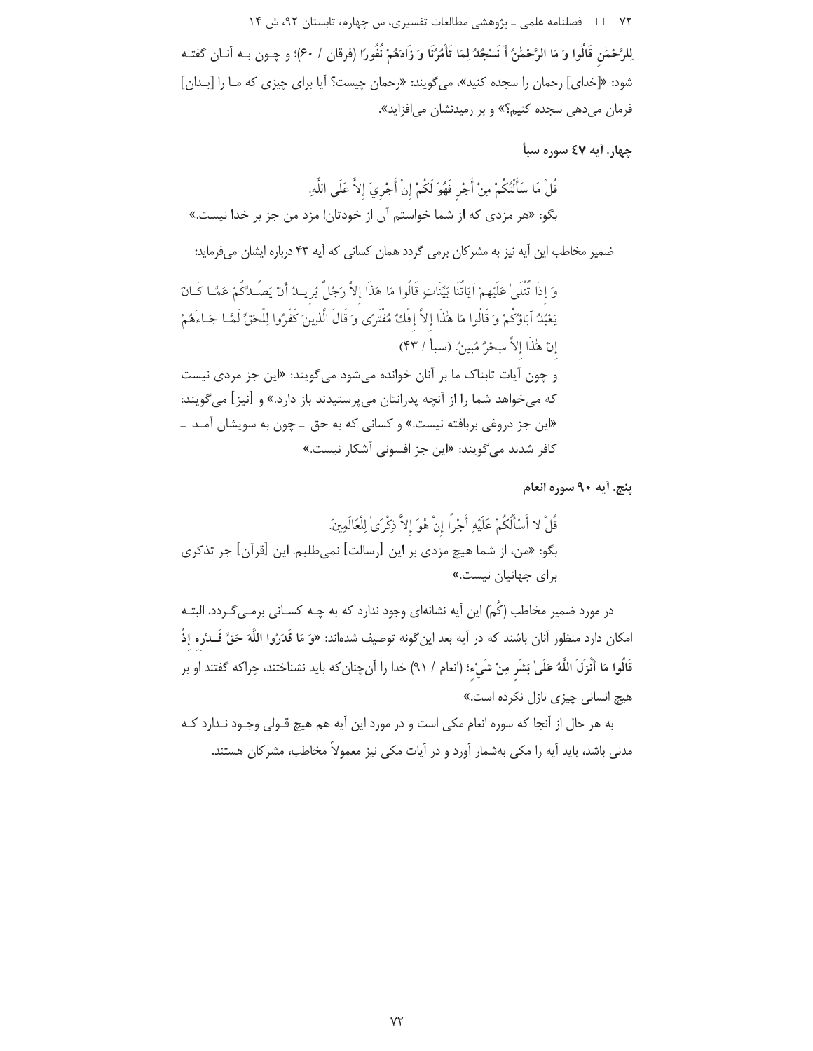**لِلرَّحْمَٰنِ قَالُوا وَ مَا الرَّحْمَٰنُ أَ نَسْجُدُ لِمَا تَأْمُرُنَا وَ زَادَهُمْ نُفُورًا** (فرقان / ۶۰)؛ و چـون بـه آنـان گفتـه شود: «[خدای] رحمان را سجده کنید»، می‌گویند: «رحمان چیست؟ آیا برای چیزی که مـا را [بـدان] فرمان می‌دهی سجده کنیم؟» و بر رمیدنشان می‌افزاید».

### چهار. آیه ۴۷ سوره سبأ

قُلْ مَا سَأَلْتُكُمْ مِنْ أَجْرٍ فَهُوَ لَكُمْ إِنْ أَجْرِيَ إِلاَّ عَلَى اللَّهِ.

بگو: «هر مزدی که از شما خواستم آن از خودتان؛ مزد من جز بر خدا نیست.»

ضمیر مخاطب این آیه نیز به مشرکان برمی گردد همان کسانی که آیه ۴۳ درباره ایشان می‌فرماید:

وَ إِذَا تُتْلَىٰ عَلَيْهِمْ آيَاتُنَا بَيِّنَاتٍ قَالُوا مَا هَٰذَا إِلاَّ رَجُلٌ يُرِيدُ أَنْ يَصُدَّكُمْ عَمَّا كَانَ يَعْبُدُ آبَاؤُكُمْ وَ قَالُوا مَا هَٰذَا إِلاَّ إِفْكٌ مُفْتَرًى وَ قَالَ الَّذِينَ كَفَرُوا لِلْحَقِّ لَمَّا جَاءَهُمْ إِنْ هَٰذَا إِلاَّ سِحْرٌ مُبِينٌ. (سبأ / ۴۳)

و چون آیات تابناک ما بر آنان خوانده می‌شود می‌گویند: «این جز مردی نیست که می‌خواهد شما را از آنچه پدرانتان می‌پرستیدند باز دارد.» و [نیز] می‌گویند: «این جز دروغی بربافته نیست.» و کسانی که به حق ـ چون به سویشان آمـد ـ کافر شدند می‌گویند: «این جز افسونی آشکار نیست.»

### پنج. آیه ۹۰ سوره انعام

قُلْ لا أَسْأَلُكُمْ عَلَيْهِ أَجْرًا إِنْ هُوَ إِلاَّ ذِكْرَىٰ لِلْعَالَمِينَ.

بگو: «من، از شما هیچ مزدی بر این [رسالت] نمی‌طلبم. این [قرآن] جز تذکری برای جهانیان نیست.»

در مورد ضمیر مخاطب (کُمْ) این آیه نشانه‌ای وجود ندارد که به چـه کسـانی برمـی‌گـردد. البتـه امکان دارد منظور آنان باشند که در آیه بعد این‌گونه توصیف شده‌اند: «**وَ مَا قَدَرُوا اللَّهَ حَقَّ قَدْرِهِ إِذْ قَالُوا مَا أَنْزَلَ اللَّهُ عَلَىٰ بَشَرٍ مِنْ شَيْءٍ**؛ (انعام / ۹۱) خدا را آن‌چنان‌که باید نشناختند، چراکه گفتند او بر هیچ انسانی چیزی نازل نکرده است.»

به هر حال از آنجا که سوره انعام مکی است و در مورد این آیه هم هیچ قـولی وجـود نـدارد کـه مدنی باشد، باید آیه را مکی به‌شمار آورد و در آیات مکی نیز معمولاً مخاطب، مشرکان هستند.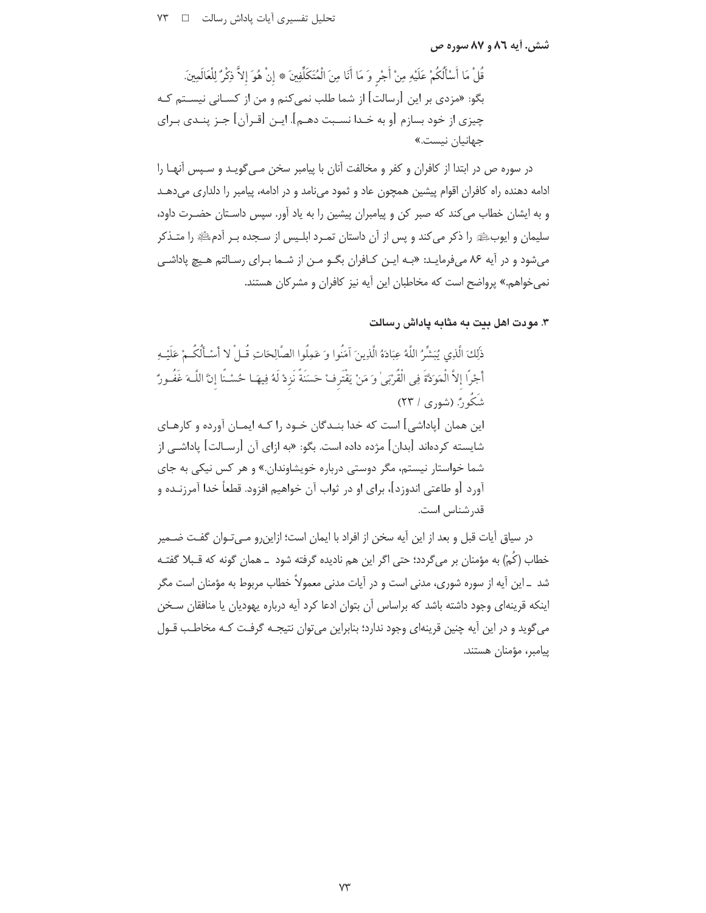### شش. آیه ٨٦ و ٨٧ سوره ص

قُلْ مَا أَسْأَلُكُمْ عَلَيْهِ مِنْ أَجْرٍ وَ مَا أَنَا مِنَ الْمُتَكَلِّفِينَ * إِنْ هُوَ إِلاَّ ذِكْرٌ لِلْعَالَمِينَ.

بگو: «مزدی بر این [رسالت] از شما طلب نمی‌کنم و من از کسانی نیستم که چیزی از خود بسازم [و به خدا نسبت دهم]. این [قرآن] جز پندی برای جهانیان نیست.»

در سوره ص در ابتدا از کافران و کفر و مخالفت آنان با پیامبر سخن می‌گوید و سپس آنها را ادامه دهنده راه کافران اقوام پیشین همچون عاد و ثمود می‌نامد و در ادامه، پیامبر را دلداری می‌دهد و به ایشان خطاب می‌کند که صبر کن و پیامبران پیشین را به یاد آور. سپس داستان حضرت داود، سلیمان و ایوب‌ﷺ را ذکر می‌کند و پس از آن داستان تمرد ابلیس از سجده بر آدم‌ﷺ را متذکر می‌شود و در آیه ٨٦ می‌فرماید: «به این کافران بگو من از شما برای رسالتم هیچ پاداشی نمی‌خواهم.» پرواضح است که مخاطبان این آیه نیز کافران و مشرکان هستند.

## ٣. مودت اهل بیت به مثابه پاداش رسالت

ذَلِكَ الَّذِي يُبَشِّرُ اللَّهُ عِبَادَهُ الَّذِينَ آمَنُوا وَ عَمِلُوا الصَّالِحَاتِ قُلْ لا أَسْأَلُكُمْ عَلَيْهِ أَجْرًا إِلاَّ الْمَوَدَّةَ فِي الْقُرْبَىٰ وَ مَنْ يَقْتَرِفْ حَسَنَةً نَزِدْ لَهُ فِيهَا حُسْنًا إِنَّ اللَّهَ غَفُورٌ شَكُورٌ. (شوری / ٢٣)

این همان [پاداشی] است که خدا بندگان خود را که ایمان آورده و کارهای شایسته کرده‌اند [بدان] مژده داده است. بگو: «به ازای آن [رسالت] پاداشی از شما خواستار نیستم، مگر دوستی درباره خویشاوندان.» و هر کس نیکی به جای آورد [و طاعتی اندوزد]، برای او در ثواب آن خواهیم افزود. قطعاً خدا آمرزنده و قدرشناس است.

در سیاق آیات قبل و بعد از این آیه سخن از افراد با ایمان است؛ ازاین‌رو می‌توان گفت ضمیر خطاب (کُمْ) به مؤمنان بر می‌گردد؛ حتی اگر این هم نادیده گرفته شود ـ همان گونه که قبلا گفته شد ـ این آیه از سوره شوری، مدنی است و در آیات مدنی معمولاً خطاب مربوط به مؤمنان است مگر اینکه قرینه‌ای وجود داشته باشد که براساس آن بتوان ادعا کرد آیه درباره یهودیان یا منافقان سخن می‌گوید و در این آیه چنین قرینه‌ای وجود ندارد؛ بنابراین می‌توان نتیجه گرفت که مخاطب قول پیامبر، مؤمنان هستند.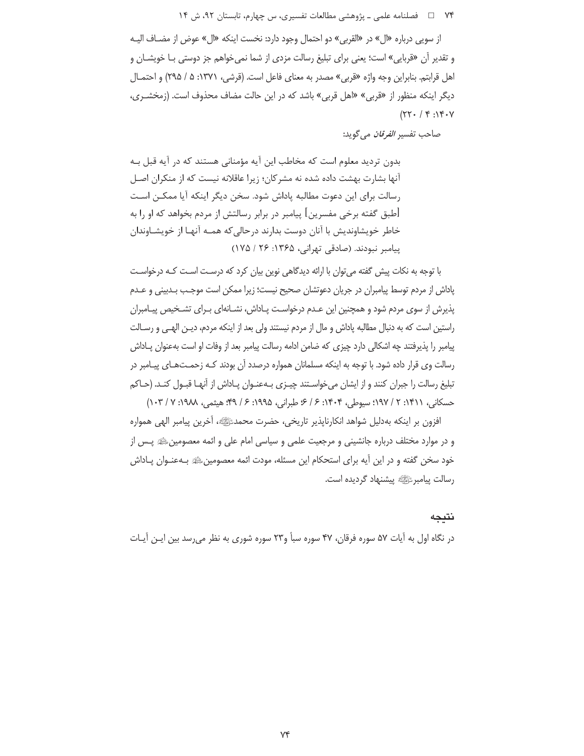از سویی درباره «ال» در «القربی» دو احتمال وجود دارد: نخست اینکه «ال» عوض از مضـاف الیـه و تقدیر آن «قربایی» است؛ یعنی برای تبلیغ رسالت مزدی از شما نمی‌خواهم جز دوستی بـا خویشـان و اهل قرابتم. بنابراین وجه واژه «قربی» مصدر به معنای فاعل است. (قرشی، ۱۳۷۱: ۵ / ۲۹۵) و احتمـال دیگر اینکه منظور از «قربی» «اهل قربی» باشد که در این حالت مضاف محذوف است. (زمخشـری، ۱۴۰۷: ۴ / ۲۲۰)

صاحب تفسیر *الفرقان* می‌گوید:

> بدون تردید معلوم است که مخاطب این آیه مؤمنانی هستند که در آیه قبل بـه آنها بشارت بهشت داده شده نه مشرکان؛ زیرا عاقلانه نیست که از منکران اصـل رسالت برای این دعوت مطالبه پاداش شود. سخن دیگر اینکه آیا ممکـن اسـت [طبق گفته برخی مفسرین] پیامبر در برابر رسالتش از مردم بخواهد که او را به خاطر خویشاوندیش با آنان دوست بدارند درحالی‌که همـه آنهـا از خویشـاوندان پیامبر نبودند. (صادقی تهرانی، ۱۳۶۵: ۲۶ / ۱۷۵)

با توجه به نکات پیش گفته می‌توان با ارائه دیدگاهی نوین بیان کرد که درسـت اسـت کـه درخواسـت پاداش از مردم توسط پیامبران در جریان دعوتشان صحیح نیست؛ زیرا ممکن است موجـب بـدبینی و عـدم پذیرش از سوی مردم شود و همچنین این عـدم درخواسـت پـاداش، نشـانه‌ای بـرای تشـخیص پیـامبران راستین است که به دنبال مطالبه پاداش و مال از مردم نیستند ولی بعد از اینکه مردم، دیـن الهـی و رسـالت پیامبر را پذیرفتند چه اشکالی دارد چیزی که ضامن ادامه رسالت پیامبر بعد از وفات او است به‌عنوان پـاداش رسالت وی قرار داده شود. با توجه به اینکه مسلمانان همواره درصدد آن بودند کـه زحمـت‌هـای پیـامبر در تبلیغ رسالت را جبران کنند و از ایشان می‌خواسـتند چیـزی بـه‌عنـوان پـاداش از آنهـا قبـول کنـد. (حـاکم حسکانی، ۱۴۱۱: ۲ / ۱۹۷؛ سیوطی، ۱۴۰۴: ۶ / ۶؛ طبرانی، ۱۹۹۵: ۶ / ۴۹؛ هیثمی، ۱۹۸۸: ۷ / ۱۰۳)

افزون بر اینکه به‌دلیل شواهد انکارناپذیر تاریخی، حضرت محمد ﷺ، آخرین پیامبر الهی همواره و در موارد مختلف درباره جانشینی و مرجعیت علمی و سیاسی امام علی و ائمه معصومین ﷺ پـس از خود سخن گفته و در این آیه برای استحکام این مسئله، مودت ائمه معصومین ﷺ بـه‌عنـوان پـاداش رسالت پیامبر ﷺ پیشنهاد گردیده است.

## نتیجه

در نگاه اول به آیات ۵۷ سوره فرقان، ۴۷ سوره سبأ و۲۳ سوره شوری به نظر می‌رسد بین ایـن آیـات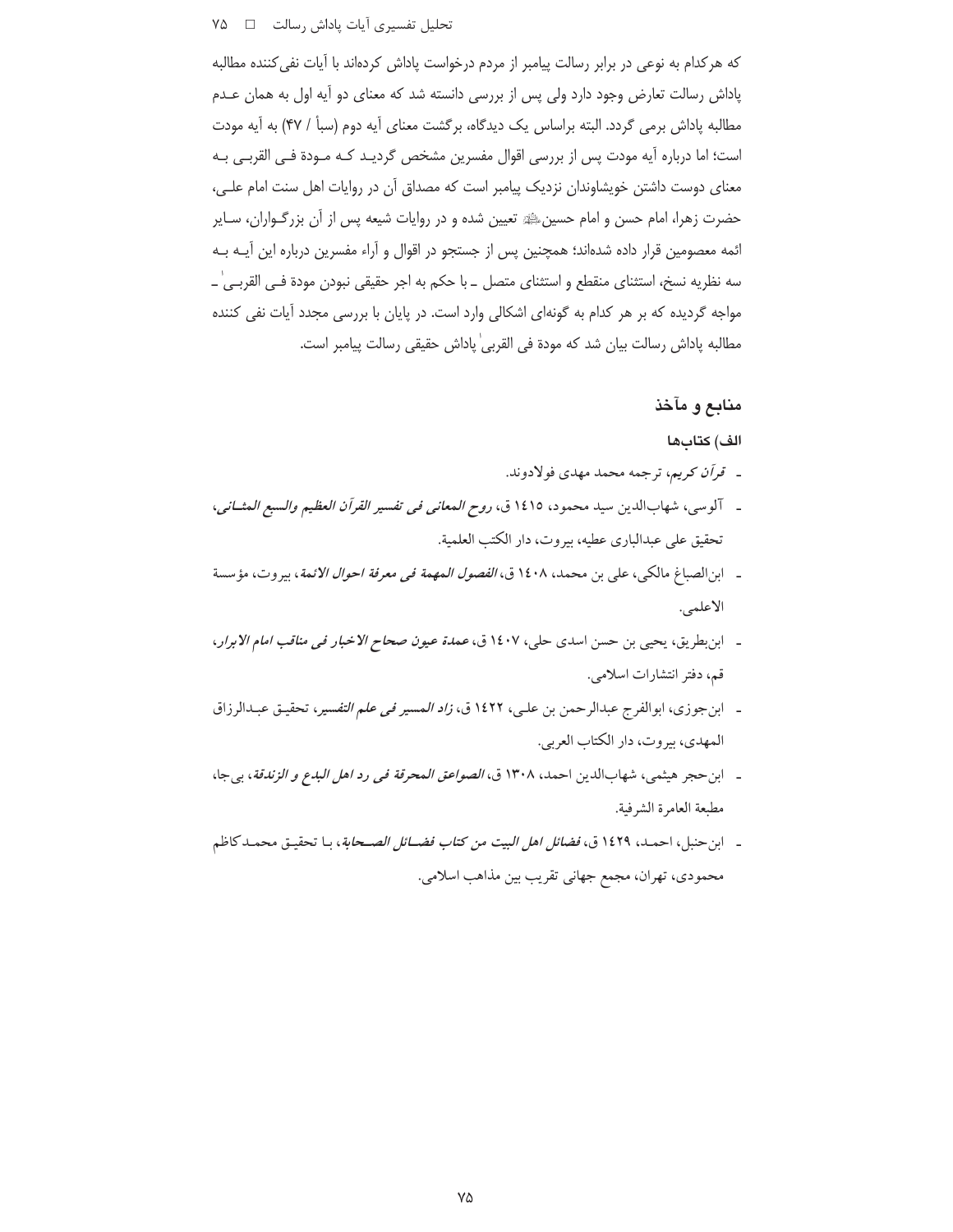که هرکدام به نوعی در برابر رسالت پیامبر از مردم درخواست پاداش کرده‌اند با آیات نفی‌کننده مطالبه پاداش رسالت تعارض وجود دارد ولی پس از بررسی دانسته شد که معنای دو آیه اول به همان عدم مطالبه پاداش برمی گردد. البته براساس یک دیدگاه، برگشت معنای آیه دوم (سبأ / ۴۷) به آیه مودت است؛ اما درباره آیه مودت پس از بررسی اقوال مفسرین مشخص گردید که مودة فی القربی به معنای دوست داشتن خویشاوندان نزدیک پیامبر است که مصداق آن در روایات اهل سنت امام علی، حضرت زهرا، امام حسن و امام حسین ﷺ تعیین شده و در روایات شیعه پس از آن بزرگواران، سایر ائمه معصومین قرار داده شده‌اند؛ همچنین پس از جستجو در اقوال و آراء مفسرین درباره این آیه به سه نظریه نسخ، استثنای منقطع و استثنای متصل ـ با حکم به اجر حقیقی نبودن مودة فی القربی ـ مواجه گردیده که بر هر کدام به گونه‌ای اشکالی وارد است. در پایان با بررسی مجدد آیات نفی کننده مطالبه پاداش رسالت بیان شد که مودة فی القربی پاداش حقیقی رسالت پیامبر است.

## منابع و مآخذ

### الف) کتاب‌ها

- *قرآن کریم*، ترجمه محمد مهدی فولادوند.
- آلوسی، شهاب‌الدین سید محمود، ١٤١٥ ق، *روح المعانی فی تفسیر القرآن العظیم والسبع المثانی*، تحقیق علی عبدالباری عطیه، بیروت، دار الکتب العلمیة.
- ابن‌الصباغ مالکی، علی بن محمد، ١٤٠٨ ق، *الفصول المهمة فی معرفة احوال الائمة*، بیروت، مؤسسة الاعلمی.
- ابن‌بطریق، یحیی بن حسن اسدی حلی، ١٤٠٧ ق، *عمدة عیون صحاح الاخبار فی مناقب امام الابرار*، قم، دفتر انتشارات اسلامی.
- ابن‌جوزی، ابوالفرج عبدالرحمن بن علی، ١٤٢٢ ق، *زاد المسیر فی علم التفسیر*، تحقیق عبدالرزاق المهدی، بیروت، دار الکتاب العربی.
- ابن‌حجر هیثمی، شهاب‌الدین احمد، ١٣٠٨ ق، *الصواعق المحرقة فی رد اهل البدع و الزندقة*، بی‌جا، مطبعة العامرة الشرفیة.
- ابن‌حنبل، احمد، ١٤٢٩ ق، *فضائل اهل البیت من کتاب فضائل الصحابة*، با تحقیق محمدکاظم محمودی، تهران، مجمع جهانی تقریب بین مذاهب اسلامی.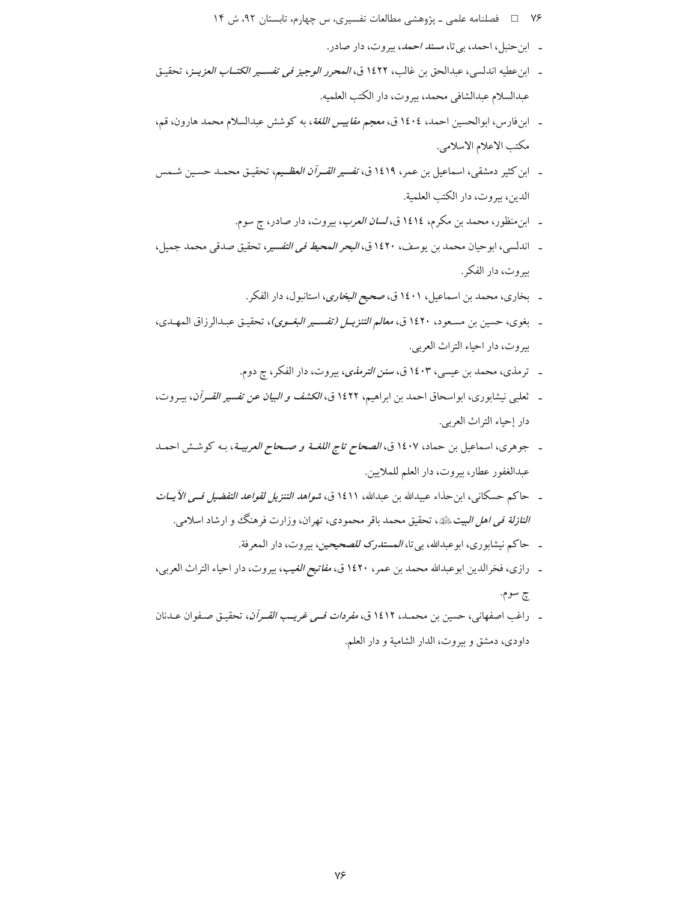- ابن‌حنبل، احمد، بی‌تا، *مسند احمد*، بیروت، دار صادر.
- ابن‌عطیه اندلسی، عبدالحق بن غالب، ۱٤۲۲ ق، *المحرر الوجیز فی تفسیر الکتاب العزیز*، تحقیق عبدالسلام عبدالشافی محمد، بیروت، دار الکتب العلمیه.
- ابن‌فارس، ابوالحسین احمد، ۱٤۰٤ ق، *معجم مقاییس اللغة*، به کوشش عبدالسلام محمد هارون، قم، مکتب الاعلام الاسلامی.
- ابن‌کثیر دمشقی، اسماعیل بن عمر، ۱٤۱۹ ق، *تفسیر القرآن العظیم*، تحقیق محمد حسین شمس الدین، بیروت، دار الکتب العلمیة.
- ابن‌منظور، محمد بن مکرم، ۱٤۱٤ ق، *لسان العرب*، بیروت، دار صادر، چ سوم.
- اندلسی، ابوحیان محمد بن یوسف، ۱٤۲۰ ق، *البحر المحیط فی التفسیر*، تحقیق صدقی محمد جمیل، بیروت، دار الفکر.
- بخاری، محمد بن اسماعیل، ۱٤۰۱ ق، *صحیح البخاری*، استانبول، دار الفکر.
- بغوی، حسین بن مسعود، ۱٤۲۰ ق، *معالم التنزیل (تفسیر البغوی)*، تحقیق عبدالرزاق المهدی، بیروت، دار احیاء التراث العربی.
- ترمذی، محمد بن عیسی، ۱٤۰۳ ق، *سنن الترمذی*، بیروت، دار الفکر، چ دوم.
- ثعلبی نیشابوری، ابواسحاق احمد بن ابراهیم، ۱٤۲۲ ق، *الکشف و البیان عن تفسیر القرآن*، بیروت، دار إحیاء التراث العربی.
- جوهری، اسماعیل بن حماد، ۱٤۰۷ ق، *الصحاح تاج اللغة و صحاح العربیة*، به کوشش احمد عبدالغفور عطار، بیروت، دار العلم للملایین.
- حاکم حسکانی، ابن‌حذاء عبیدالله بن عبدالله، ۱٤۱۱ ق، *شواهد التنزیل لقواعد التفضیل فی الآیات النازلة فی اهل البیت* ﷺ، تحقیق محمد باقر محمودی، تهران، وزارت فرهنگ و ارشاد اسلامی.
- حاکم نیشابوری، ابوعبدالله، بی‌تا، *المستدرک للصحیحین*، بیروت، دار المعرفة.
- رازی، فخرالدین ابوعبدالله محمد بن عمر، ۱٤۲۰ ق، *مفاتیح الغیب*، بیروت، دار احیاء التراث العربی، چ سوم.
- راغب اصفهانی، حسین بن محمد، ۱٤۱۲ ق، *مفردات فی غریب القرآن*، تحقیق صفوان عدنان داودی، دمشق و بیروت، الدار الشامیة و دار العلم.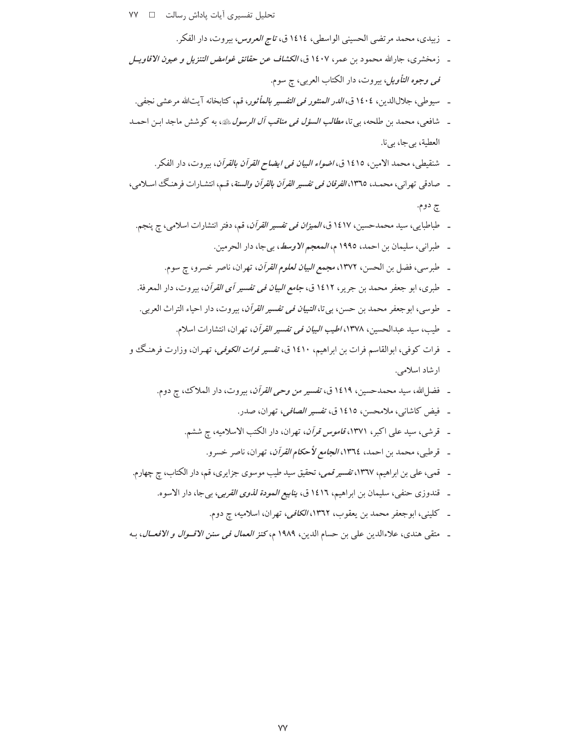- زبیدی، محمد مرتضی الحسینی الواسطی، ١٤١٤ ق، *تاج العروس*، بیروت، دار الفکر.
- زمخشری، جارالله محمود بن عمر، ١٤٠٧ ق، *الکشاف عن حقائق غوامض التنزیل و عیون الاقاویل فی وجوه التأویل*، بیروت، دار الکتاب العربی، چ سوم.
- سیوطی، جلال‌الدین، ١٤٠٤ ق، *الدر المنثور فی التفسیر بالمأثور*، قم، کتابخانه آیت‌الله مرعشی نجفی.
- شافعی، محمد بن طلحه، بی‌تا، *مطالب السؤل فی مناقب آل الرسول*ﷺ، به کوشش ماجد ابن احمد العطیة، بی‌جا، بی‌نا.
- شنقیطی، محمد الامین، ١٤١٥ ق، *اضواء البیان فی ایضاح القرآن بالقرآن*، بیروت، دار الفکر.
- صادقی تهرانی، محمد، ١٣٦٥، *الفرقان فی تفسیر القرآن بالقرآن والسنة*، قم، انتشارات فرهنگ اسلامی، چ دوم.
- طباطبایی، سید محمدحسین، ١٤١٧ ق، *المیزان فی تفسیر القرآن*، قم، دفتر انتشارات اسلامی، چ پنجم.
- طبرانی، سلیمان بن احمد، ١٩٩٥ م، *المعجم الاوسط*، بی‌جا، دار الحرمین.
- طبرسی، فضل بن الحسن، ١٣٧٢، *مجمع البیان لعلوم القرآن*، تهران، ناصر خسرو، چ سوم.
- طبری، ابو جعفر محمد بن جریر، ١٤١٢ ق، *جامع البیان فی تفسیر آی القرآن*، بیروت، دار المعرفة.
- طوسی، ابوجعفر محمد بن حسن، بی‌تا، *التبیان فی تفسیر القرآن*، بیروت، دار احیاء التراث العربی.
- طیب، سید عبدالحسین، ١٣٧٨، *اطیب البیان فی تفسیر القرآن*، تهران، انتشارات اسلام.
- فرات کوفی، ابوالقاسم فرات بن ابراهیم، ١٤١٠ ق، *تفسیر فرات الکوفی*، تهران، وزارت فرهنگ و ارشاد اسلامی.
- فضل‌الله، سید محمدحسین، ١٤١٩ ق، *تفسیر من وحی القرآن*، بیروت، دار الملاک، چ دوم.
- فیض کاشانی، ملامحسن، ١٤١٥ ق، *تفسیر الصافی*، تهران، صدر.
- قرشی، سید علی اکبر، ١٣٧١، *قاموس قرآن*، تهران، دار الکتب الاسلامیه، چ ششم.
- قرطبی، محمد بن احمد، ١٣٦٤، *الجامع لأحکام القرآن*، تهران، ناصر خسرو.
- قمی، علی بن ابراهیم، ١٣٦٧، *تفسیر قمی*، تحقیق سید طیب موسوی جزایری، قم، دار الکتاب، چ چهارم.
- قندوزی حنفی، سلیمان بن ابراهیم، ١٤١٦ ق، *ینابیع المودة لذوی القربی*، بی‌جا، دار الاسوه.
- کلینی، ابوجعفر محمد بن یعقوب، ١٣٦٢، *الکافی*، تهران، اسلامیه، چ دوم.
- متقی هندی، علاءالدین علی بن حسام الدین، ١٩٨٩ م، *کنز العمال فی سنن الاقوال و الافعال*، به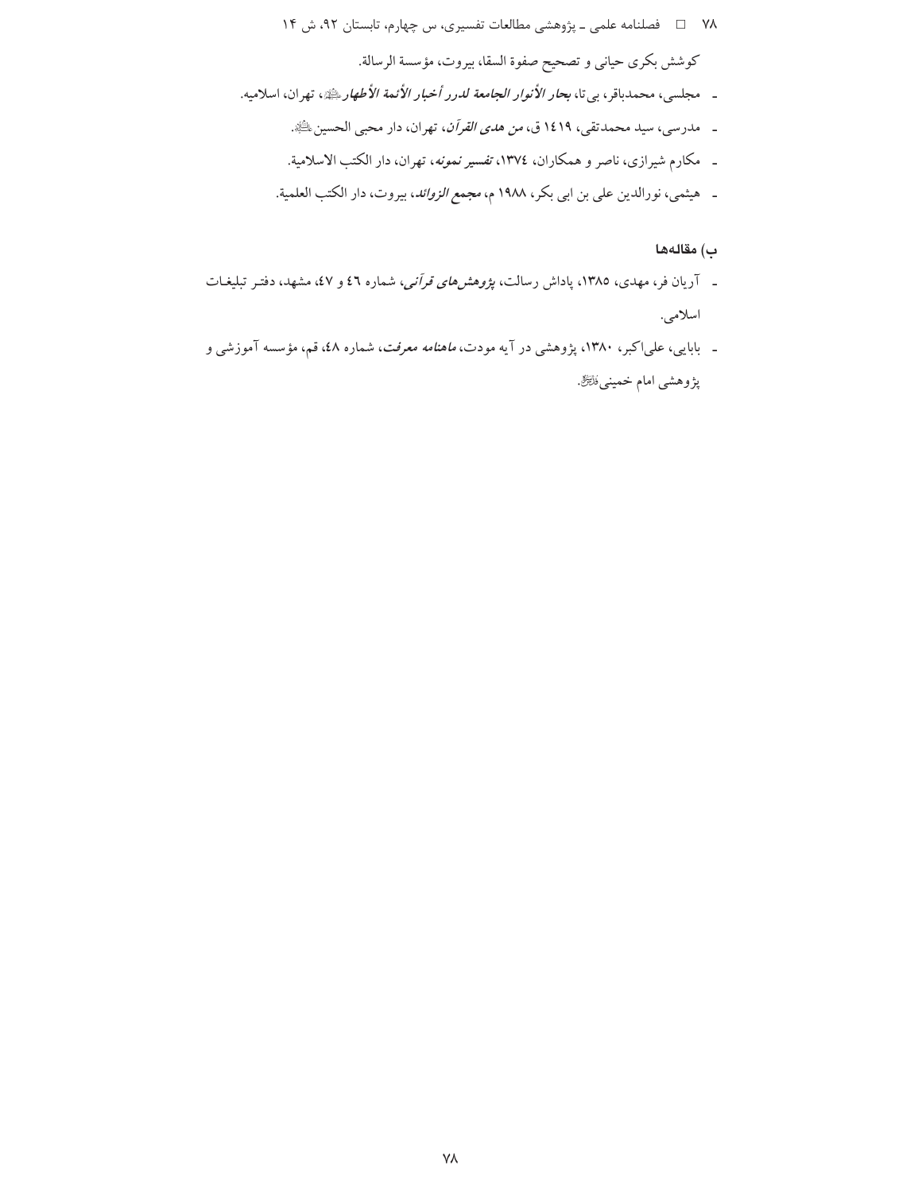کوشش بکری حیانی و تصحیح صفوة السقا، بیروت، مؤسسة الرسالة.

- مجلسی، محمدباقر، بی‌تا، ***بحار الأنوار الجامعة لدرر أخبار الأئمة الأطهار*** ﷺ، تهران، اسلامیه.
- مدرسی، سید محمدتقی، ۱٤۱۹ ق، ***من هدی القرآن***، تهران، دار محبی الحسین ﷺ.
- مکارم شیرازی، ناصر و همکاران، ۱۳۷٤، ***تفسیر نمونه***، تهران، دار الکتب الاسلامیة.
- هیثمی، نورالدین علی بن ابی بکر، ۱۹۸۸ م، ***مجمع الزوائد***، بیروت، دار الکتب العلمیة.

**ب) مقاله‌ها**

- آریان فر، مهدی، ۱۳۸۵، پاداش رسالت، ***پژوهش‌های قرآنی***، شماره ٤٦ و ٤٧، مشهد، دفتر تبلیغات اسلامی.
- بابایی، علی‌اکبر، ۱۳۸۰، پژوهشی در آیه مودت، ***ماهنامه معرفت***، شماره ٤٨، قم، مؤسسه آموزشی و پژوهشی امام خمینی ﷺ.